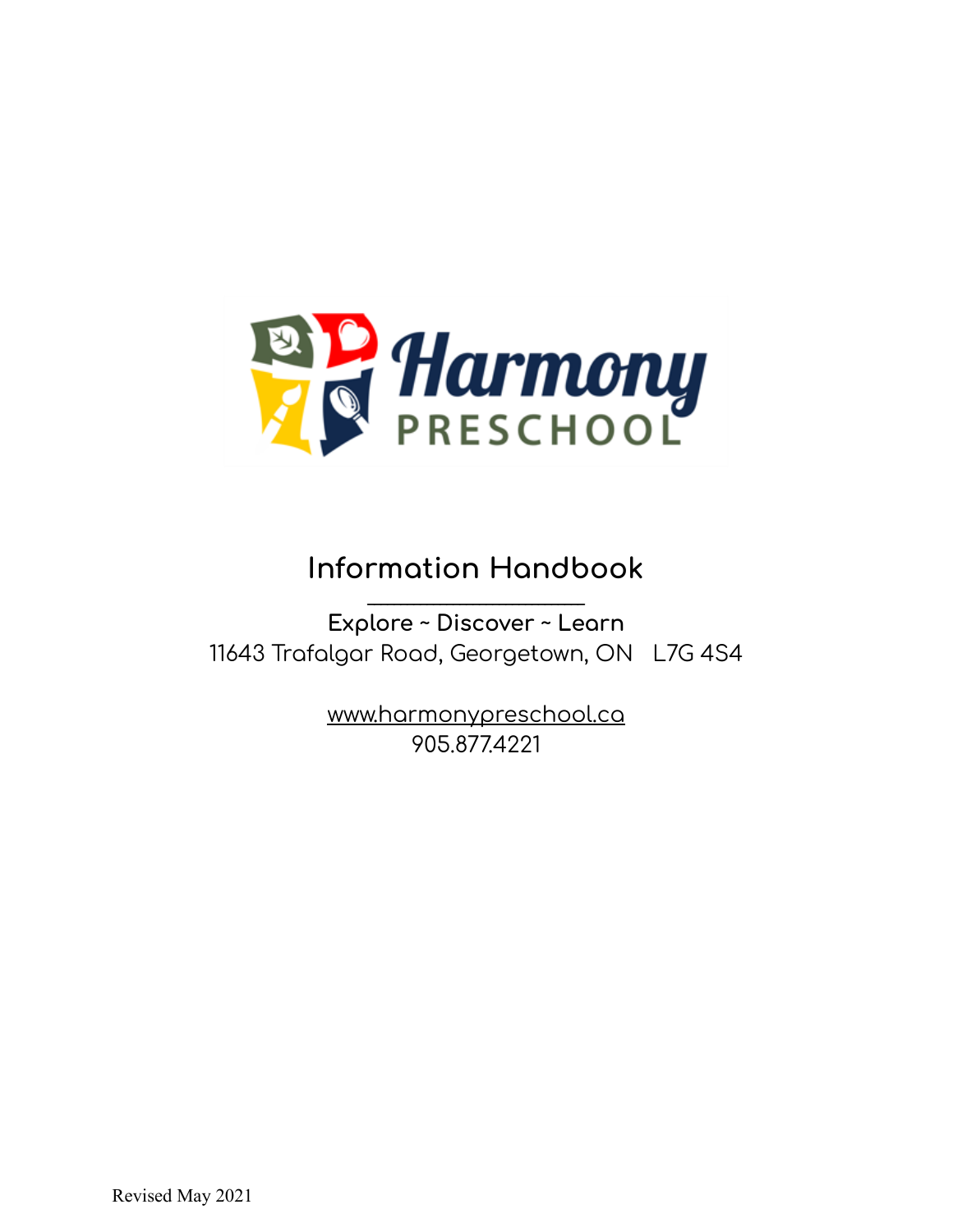# Harmony PRESCHOOL

## Information Handbook

**Explore ~ Discover ~ Learn**

11643 Trafalgar Road, Georgetown, ON L7G 4S4

www.harmonypreschool.ca

905.877.4221

Revised May 2021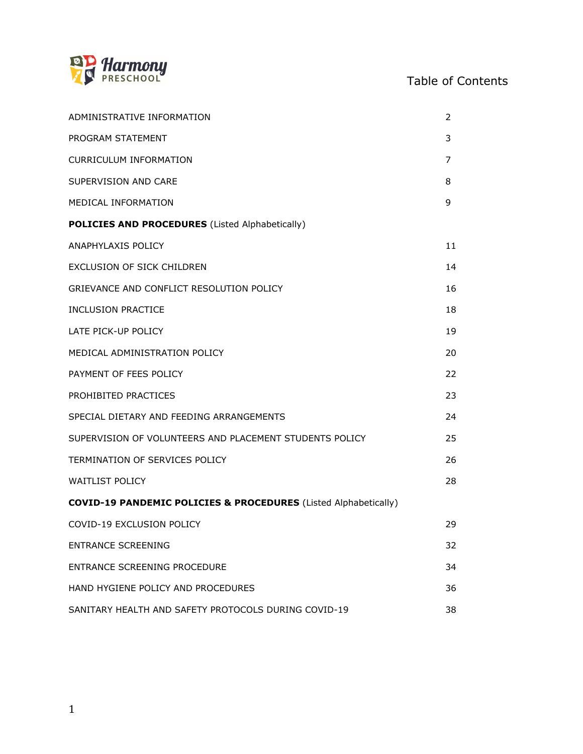Harmony PRESCHOOL

# Table of Contents

| | |
|---|---|
| ADMINISTRATIVE INFORMATION | 2 |
| PROGRAM STATEMENT | 3 |
| CURRICULUM INFORMATION | 7 |
| SUPERVISION AND CARE | 8 |
| MEDICAL INFORMATION | 9 |
| **POLICIES AND PROCEDURES** (Listed Alphabetically) | |
| ANAPHYLAXIS POLICY | 11 |
| EXCLUSION OF SICK CHILDREN | 14 |
| GRIEVANCE AND CONFLICT RESOLUTION POLICY | 16 |
| INCLUSION PRACTICE | 18 |
| LATE PICK-UP POLICY | 19 |
| MEDICAL ADMINISTRATION POLICY | 20 |
| PAYMENT OF FEES POLICY | 22 |
| PROHIBITED PRACTICES | 23 |
| SPECIAL DIETARY AND FEEDING ARRANGEMENTS | 24 |
| SUPERVISION OF VOLUNTEERS AND PLACEMENT STUDENTS POLICY | 25 |
| TERMINATION OF SERVICES POLICY | 26 |
| WAITLIST POLICY | 28 |
| **COVID-19 PANDEMIC POLICIES & PROCEDURES** (Listed Alphabetically) | |
| COVID-19 EXCLUSION POLICY | 29 |
| ENTRANCE SCREENING | 32 |
| ENTRANCE SCREENING PROCEDURE | 34 |
| HAND HYGIENE POLICY AND PROCEDURES | 36 |
| SANITARY HEALTH AND SAFETY PROTOCOLS DURING COVID-19 | 38 |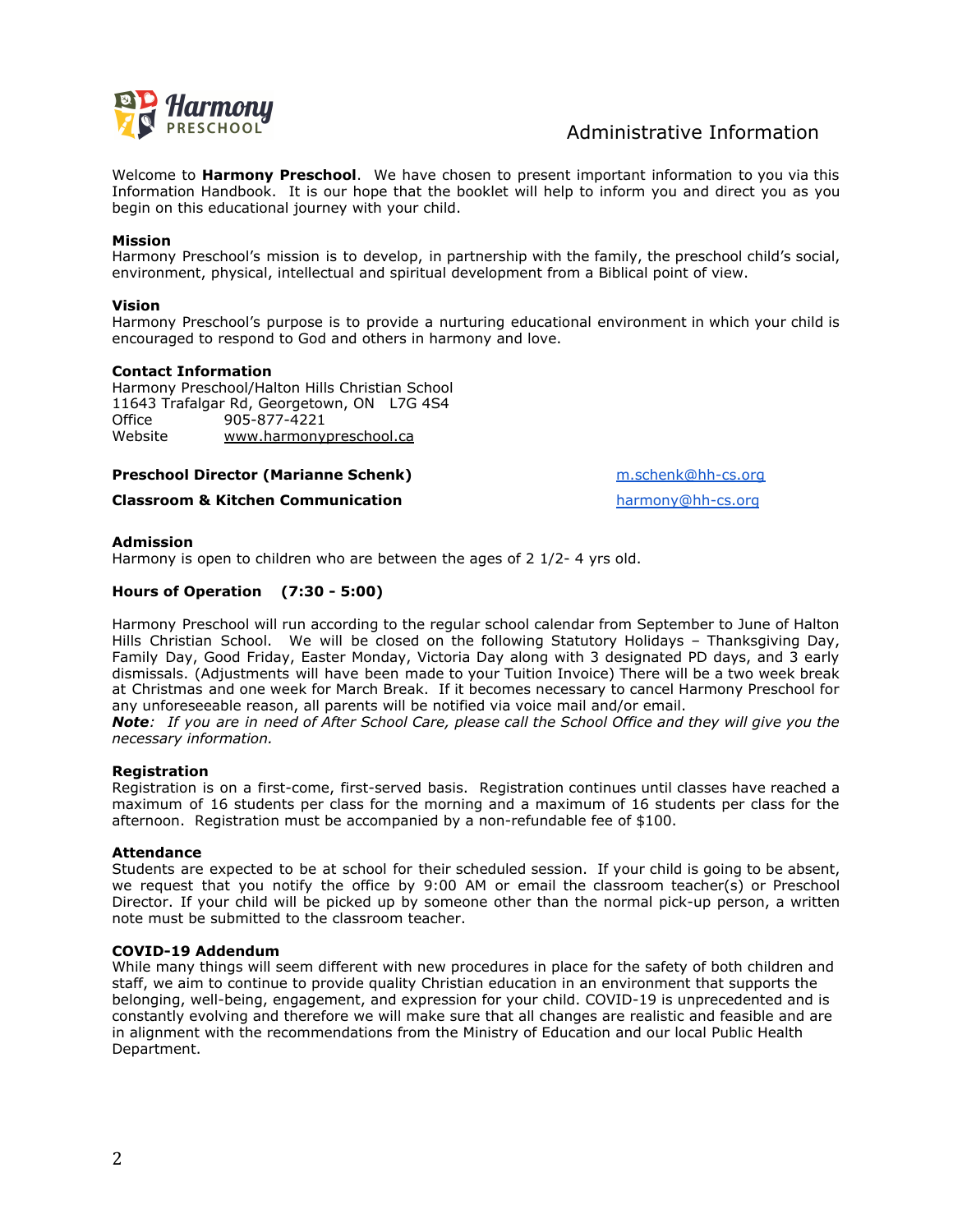# Administrative Information

Welcome to **Harmony Preschool**. We have chosen to present important information to you via this Information Handbook. It is our hope that the booklet will help to inform you and direct you as you begin on this educational journey with your child.

**Mission**
Harmony Preschool's mission is to develop, in partnership with the family, the preschool child's social, environment, physical, intellectual and spiritual development from a Biblical point of view.

**Vision**
Harmony Preschool's purpose is to provide a nurturing educational environment in which your child is encouraged to respond to God and others in harmony and love.

**Contact Information**
Harmony Preschool/Halton Hills Christian School
11643 Trafalgar Rd, Georgetown, ON L7G 4S4
Office 905-877-4221
Website www.harmonypreschool.ca

**Preschool Director (Marianne Schenk)** m.schenk@hh-cs.org

**Classroom & Kitchen Communication** harmony@hh-cs.org

**Admission**
Harmony is open to children who are between the ages of 2 1/2- 4 yrs old.

**Hours of Operation (7:30 - 5:00)**

Harmony Preschool will run according to the regular school calendar from September to June of Halton Hills Christian School. We will be closed on the following Statutory Holidays – Thanksgiving Day, Family Day, Good Friday, Easter Monday, Victoria Day along with 3 designated PD days, and 3 early dismissals. (Adjustments will have been made to your Tuition Invoice) There will be a two week break at Christmas and one week for March Break. If it becomes necessary to cancel Harmony Preschool for any unforeseeable reason, all parents will be notified via voice mail and/or email.
***Note****: If you are in need of After School Care, please call the School Office and they will give you the necessary information.*

**Registration**
Registration is on a first-come, first-served basis. Registration continues until classes have reached a maximum of 16 students per class for the morning and a maximum of 16 students per class for the afternoon. Registration must be accompanied by a non-refundable fee of $100.

**Attendance**
Students are expected to be at school for their scheduled session. If your child is going to be absent, we request that you notify the office by 9:00 AM or email the classroom teacher(s) or Preschool Director. If your child will be picked up by someone other than the normal pick-up person, a written note must be submitted to the classroom teacher.

**COVID-19 Addendum**
While many things will seem different with new procedures in place for the safety of both children and staff, we aim to continue to provide quality Christian education in an environment that supports the belonging, well-being, engagement, and expression for your child. COVID-19 is unprecedented and is constantly evolving and therefore we will make sure that all changes are realistic and feasible and are in alignment with the recommendations from the Ministry of Education and our local Public Health Department.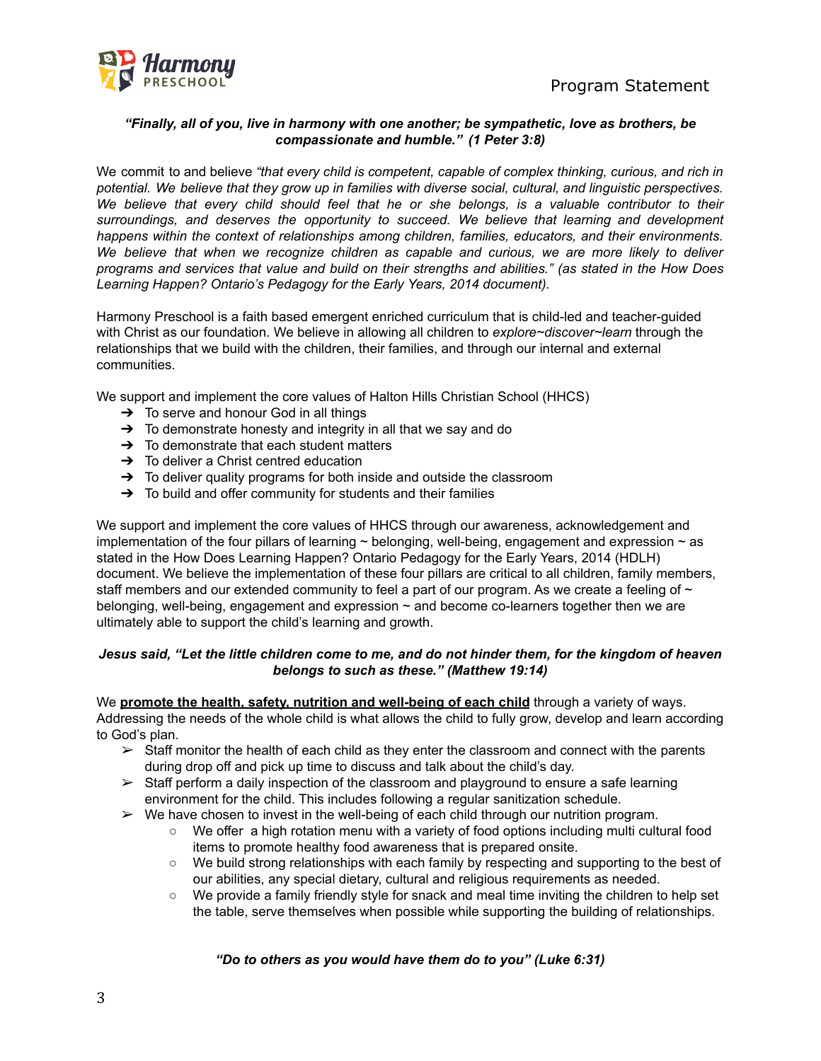***"Finally, all of you, live in harmony with one another; be sympathetic, love as brothers, be compassionate and humble." (1 Peter 3:8)***

We commit to and believe *"that every child is competent, capable of complex thinking, curious, and rich in potential. We believe that they grow up in families with diverse social, cultural, and linguistic perspectives. We believe that every child should feel that he or she belongs, is a valuable contributor to their surroundings, and deserves the opportunity to succeed. We believe that learning and development happens within the context of relationships among children, families, educators, and their environments. We believe that when we recognize children as capable and curious, we are more likely to deliver programs and services that value and build on their strengths and abilities." (as stated in the How Does Learning Happen? Ontario's Pedagogy for the Early Years, 2014 document).*

Harmony Preschool is a faith based emergent enriched curriculum that is child-led and teacher-guided with Christ as our foundation. We believe in allowing all children to *explore~discover~learn* through the relationships that we build with the children, their families, and through our internal and external communities.

We support and implement the core values of Halton Hills Christian School (HHCS)

- ➔ To serve and honour God in all things
- ➔ To demonstrate honesty and integrity in all that we say and do
- ➔ To demonstrate that each student matters
- ➔ To deliver a Christ centred education
- ➔ To deliver quality programs for both inside and outside the classroom
- ➔ To build and offer community for students and their families

We support and implement the core values of HHCS through our awareness, acknowledgement and implementation of the four pillars of learning ~ belonging, well-being, engagement and expression ~ as stated in the How Does Learning Happen? Ontario Pedagogy for the Early Years, 2014 (HDLH) document. We believe the implementation of these four pillars are critical to all children, family members, staff members and our extended community to feel a part of our program. As we create a feeling of ~ belonging, well-being, engagement and expression ~ and become co-learners together then we are ultimately able to support the child's learning and growth.

***Jesus said, "Let the little children come to me, and do not hinder them, for the kingdom of heaven belongs to such as these." (Matthew 19:14)***

We **promote the health, safety, nutrition and well-being of each child** through a variety of ways. Addressing the needs of the whole child is what allows the child to fully grow, develop and learn according to God's plan.

- ➢ Staff monitor the health of each child as they enter the classroom and connect with the parents during drop off and pick up time to discuss and talk about the child's day.
- ➢ Staff perform a daily inspection of the classroom and playground to ensure a safe learning environment for the child. This includes following a regular sanitization schedule.
- ➢ We have chosen to invest in the well-being of each child through our nutrition program.
  - We offer a high rotation menu with a variety of food options including multi cultural food items to promote healthy food awareness that is prepared onsite.
  - We build strong relationships with each family by respecting and supporting to the best of our abilities, any special dietary, cultural and religious requirements as needed.
  - We provide a family friendly style for snack and meal time inviting the children to help set the table, serve themselves when possible while supporting the building of relationships.

***"Do to others as you would have them do to you" (Luke 6:31)***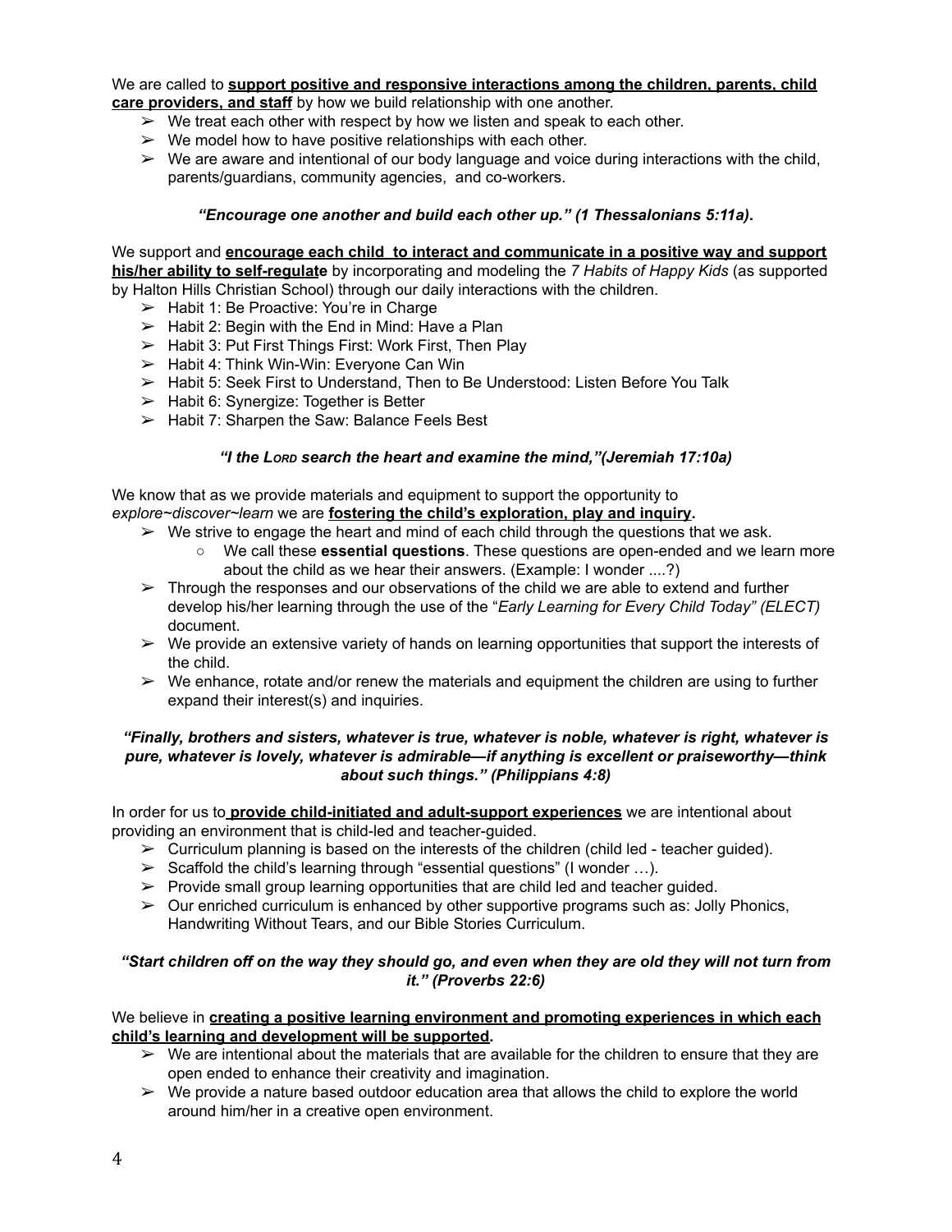We are called to **support positive and responsive interactions among the children, parents, child care providers, and staff** by how we build relationship with one another.

- ➢ We treat each other with respect by how we listen and speak to each other.
- ➢ We model how to have positive relationships with each other.
- ➢ We are aware and intentional of our body language and voice during interactions with the child, parents/guardians, community agencies, and co-workers.

***"Encourage one another and build each other up." (1 Thessalonians 5:11a).***

We support and **encourage each child to interact and communicate in a positive way and support his/her ability to self-regulate** by incorporating and modeling the *7 Habits of Happy Kids* (as supported by Halton Hills Christian School) through our daily interactions with the children.

- ➢ Habit 1: Be Proactive: You're in Charge
- ➢ Habit 2: Begin with the End in Mind: Have a Plan
- ➢ Habit 3: Put First Things First: Work First, Then Play
- ➢ Habit 4: Think Win-Win: Everyone Can Win
- ➢ Habit 5: Seek First to Understand, Then to Be Understood: Listen Before You Talk
- ➢ Habit 6: Synergize: Together is Better
- ➢ Habit 7: Sharpen the Saw: Balance Feels Best

***"I the LORD search the heart and examine the mind,"(Jeremiah 17:10a)***

We know that as we provide materials and equipment to support the opportunity to *explore~discover~learn* we are **fostering the child's exploration, play and inquiry.**

- ➢ We strive to engage the heart and mind of each child through the questions that we ask.
  - We call these **essential questions**. These questions are open-ended and we learn more about the child as we hear their answers. (Example: I wonder ....?)
- ➢ Through the responses and our observations of the child we are able to extend and further develop his/her learning through the use of the "*Early Learning for Every Child Today" (ELECT)* document.
- ➢ We provide an extensive variety of hands on learning opportunities that support the interests of the child.
- ➢ We enhance, rotate and/or renew the materials and equipment the children are using to further expand their interest(s) and inquiries.

***"Finally, brothers and sisters, whatever is true, whatever is noble, whatever is right, whatever is pure, whatever is lovely, whatever is admirable—if anything is excellent or praiseworthy—think about such things." (Philippians 4:8)***

In order for us to **provide child-initiated and adult-support experiences** we are intentional about providing an environment that is child-led and teacher-guided.

- ➢ Curriculum planning is based on the interests of the children (child led - teacher guided).
- ➢ Scaffold the child's learning through "essential questions" (I wonder …).
- ➢ Provide small group learning opportunities that are child led and teacher guided.
- ➢ Our enriched curriculum is enhanced by other supportive programs such as: Jolly Phonics, Handwriting Without Tears, and our Bible Stories Curriculum.

***"Start children off on the way they should go, and even when they are old they will not turn from it." (Proverbs 22:6)***

We believe in **creating a positive learning environment and promoting experiences in which each child's learning and development will be supported.**

- ➢ We are intentional about the materials that are available for the children to ensure that they are open ended to enhance their creativity and imagination.
- ➢ We provide a nature based outdoor education area that allows the child to explore the world around him/her in a creative open environment.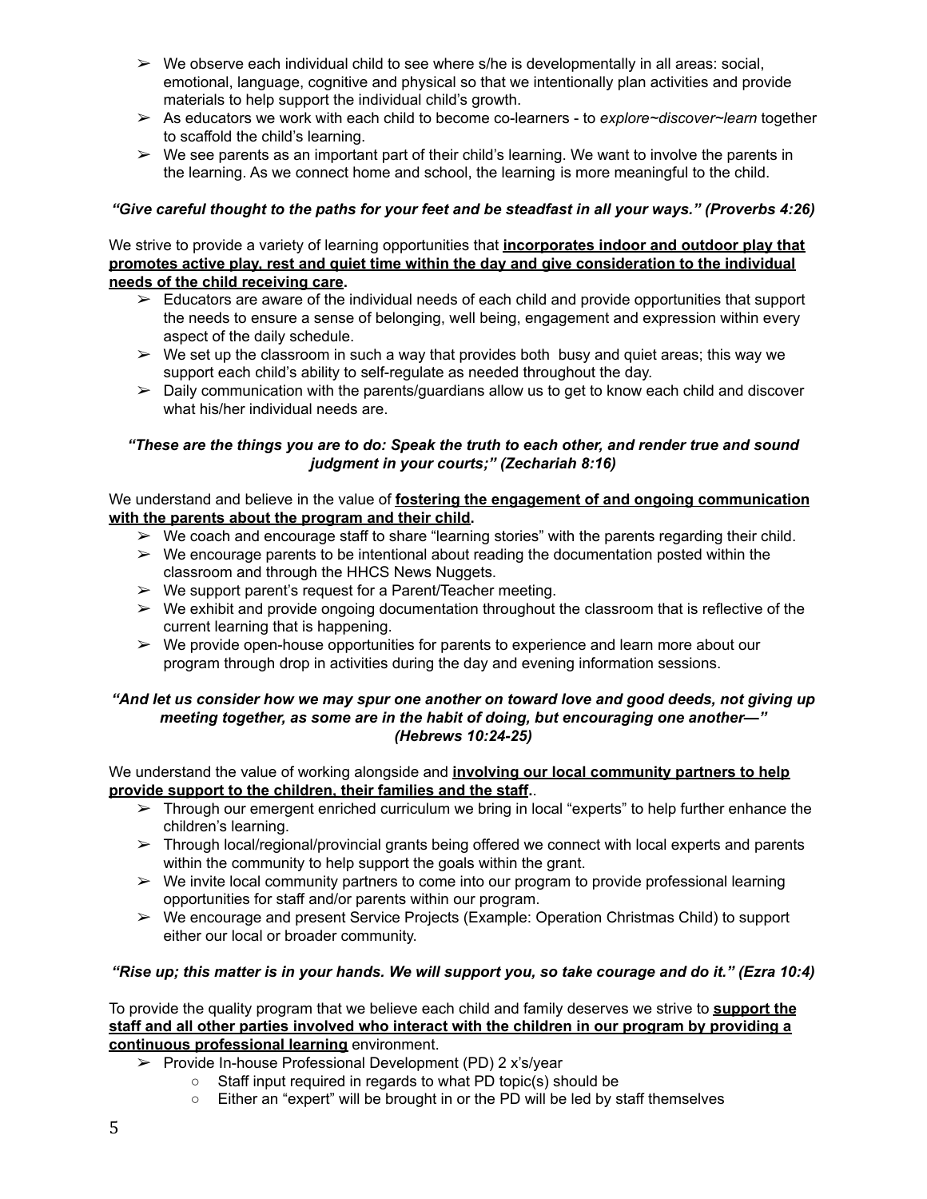- We observe each individual child to see where s/he is developmentally in all areas: social, emotional, language, cognitive and physical so that we intentionally plan activities and provide materials to help support the individual child's growth.
- As educators we work with each child to become co-learners - to *explore~discover~learn* together to scaffold the child's learning.
- We see parents as an important part of their child's learning. We want to involve the parents in the learning. As we connect home and school, the learning is more meaningful to the child.

***"Give careful thought to the paths for your feet and be steadfast in all your ways." (Proverbs 4:26)***

We strive to provide a variety of learning opportunities that **incorporates indoor and outdoor play that promotes active play, rest and quiet time within the day and give consideration to the individual needs of the child receiving care.**

- Educators are aware of the individual needs of each child and provide opportunities that support the needs to ensure a sense of belonging, well being, engagement and expression within every aspect of the daily schedule.
- We set up the classroom in such a way that provides both busy and quiet areas; this way we support each child's ability to self-regulate as needed throughout the day.
- Daily communication with the parents/guardians allow us to get to know each child and discover what his/her individual needs are.

***"These are the things you are to do: Speak the truth to each other, and render true and sound judgment in your courts;" (Zechariah 8:16)***

We understand and believe in the value of **fostering the engagement of and ongoing communication with the parents about the program and their child.**

- We coach and encourage staff to share "learning stories" with the parents regarding their child.
- We encourage parents to be intentional about reading the documentation posted within the classroom and through the HHCS News Nuggets.
- We support parent's request for a Parent/Teacher meeting.
- We exhibit and provide ongoing documentation throughout the classroom that is reflective of the current learning that is happening.
- We provide open-house opportunities for parents to experience and learn more about our program through drop in activities during the day and evening information sessions.

***"And let us consider how we may spur one another on toward love and good deeds, not giving up meeting together, as some are in the habit of doing, but encouraging one another—" (Hebrews 10:24-25)***

We understand the value of working alongside and **involving our local community partners to help provide support to the children, their families and the staff**..

- Through our emergent enriched curriculum we bring in local "experts" to help further enhance the children's learning.
- Through local/regional/provincial grants being offered we connect with local experts and parents within the community to help support the goals within the grant.
- We invite local community partners to come into our program to provide professional learning opportunities for staff and/or parents within our program.
- We encourage and present Service Projects (Example: Operation Christmas Child) to support either our local or broader community.

***"Rise up; this matter is in your hands. We will support you, so take courage and do it." (Ezra 10:4)***

To provide the quality program that we believe each child and family deserves we strive to **support the staff and all other parties involved who interact with the children in our program by providing a continuous professional learning** environment.

- Provide In-house Professional Development (PD) 2 x's/year
  - Staff input required in regards to what PD topic(s) should be
  - Either an "expert" will be brought in or the PD will be led by staff themselves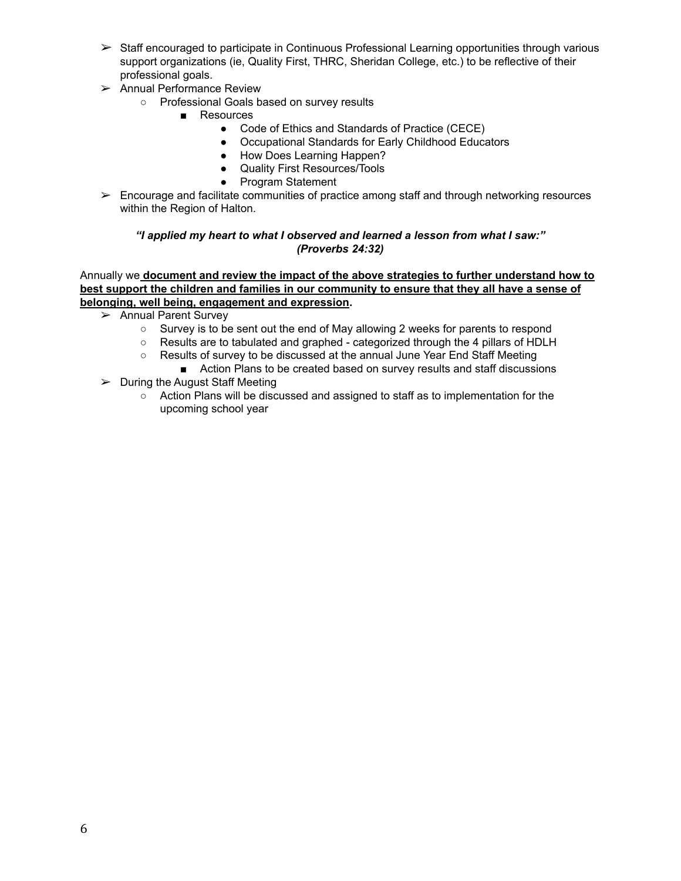- Staff encouraged to participate in Continuous Professional Learning opportunities through various support organizations (ie, Quality First, THRC, Sheridan College, etc.) to be reflective of their professional goals.
- Annual Performance Review
  - Professional Goals based on survey results
    - Resources
      - Code of Ethics and Standards of Practice (CECE)
      - Occupational Standards for Early Childhood Educators
      - How Does Learning Happen?
      - Quality First Resources/Tools
      - Program Statement
- Encourage and facilitate communities of practice among staff and through networking resources within the Region of Halton.

***"I applied my heart to what I observed and learned a lesson from what I saw:" (Proverbs 24:32)***

Annually we **document and review the impact of the above strategies to further understand how to best support the children and families in our community to ensure that they all have a sense of belonging, well being, engagement and expression.**

- Annual Parent Survey
  - Survey is to be sent out the end of May allowing 2 weeks for parents to respond
  - Results are to tabulated and graphed - categorized through the 4 pillars of HDLH
  - Results of survey to be discussed at the annual June Year End Staff Meeting
    - Action Plans to be created based on survey results and staff discussions
- During the August Staff Meeting
  - Action Plans will be discussed and assigned to staff as to implementation for the upcoming school year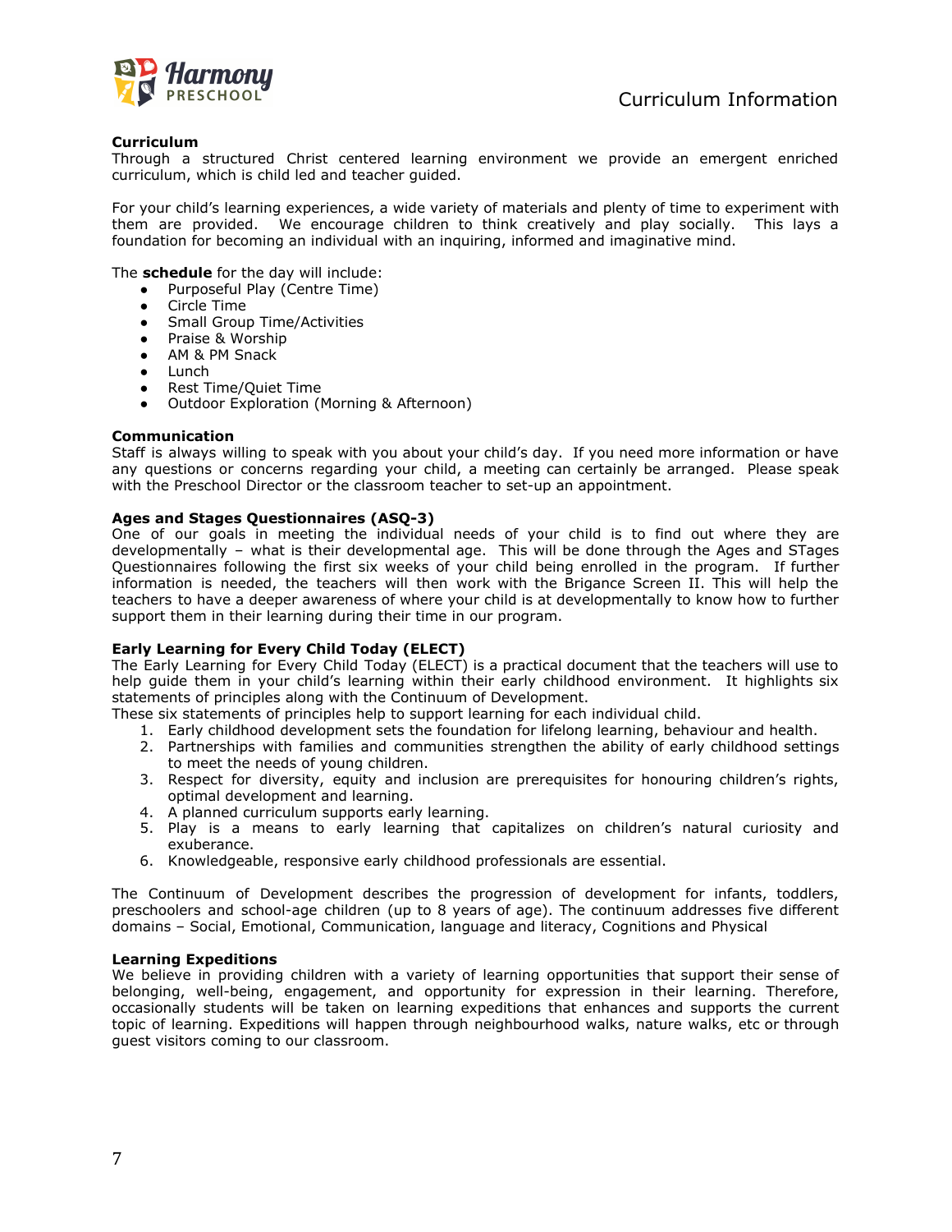## Curriculum

Through a structured Christ centered learning environment we provide an emergent enriched curriculum, which is child led and teacher guided.

For your child's learning experiences, a wide variety of materials and plenty of time to experiment with them are provided. We encourage children to think creatively and play socially. This lays a foundation for becoming an individual with an inquiring, informed and imaginative mind.

The **schedule** for the day will include:

- Purposeful Play (Centre Time)
- Circle Time
- Small Group Time/Activities
- Praise & Worship
- AM & PM Snack
- Lunch
- Rest Time/Quiet Time
- Outdoor Exploration (Morning & Afternoon)

## Communication

Staff is always willing to speak with you about your child's day. If you need more information or have any questions or concerns regarding your child, a meeting can certainly be arranged. Please speak with the Preschool Director or the classroom teacher to set-up an appointment.

## Ages and Stages Questionnaires (ASQ-3)

One of our goals in meeting the individual needs of your child is to find out where they are developmentally – what is their developmental age. This will be done through the Ages and STages Questionnaires following the first six weeks of your child being enrolled in the program. If further information is needed, the teachers will then work with the Brigance Screen II. This will help the teachers to have a deeper awareness of where your child is at developmentally to know how to further support them in their learning during their time in our program.

## Early Learning for Every Child Today (ELECT)

The Early Learning for Every Child Today (ELECT) is a practical document that the teachers will use to help guide them in your child's learning within their early childhood environment. It highlights six statements of principles along with the Continuum of Development.

These six statements of principles help to support learning for each individual child.

1. Early childhood development sets the foundation for lifelong learning, behaviour and health.
2. Partnerships with families and communities strengthen the ability of early childhood settings to meet the needs of young children.
3. Respect for diversity, equity and inclusion are prerequisites for honouring children's rights, optimal development and learning.
4. A planned curriculum supports early learning.
5. Play is a means to early learning that capitalizes on children's natural curiosity and exuberance.
6. Knowledgeable, responsive early childhood professionals are essential.

The Continuum of Development describes the progression of development for infants, toddlers, preschoolers and school-age children (up to 8 years of age). The continuum addresses five different domains – Social, Emotional, Communication, language and literacy, Cognitions and Physical

## Learning Expeditions

We believe in providing children with a variety of learning opportunities that support their sense of belonging, well-being, engagement, and opportunity for expression in their learning. Therefore, occasionally students will be taken on learning expeditions that enhances and supports the current topic of learning. Expeditions will happen through neighbourhood walks, nature walks, etc or through guest visitors coming to our classroom.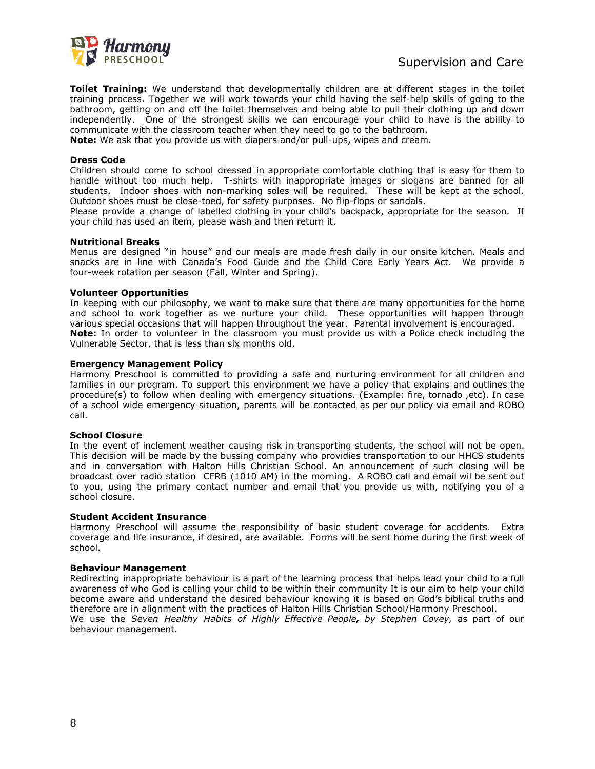**Toilet Training:** We understand that developmentally children are at different stages in the toilet training process. Together we will work towards your child having the self-help skills of going to the bathroom, getting on and off the toilet themselves and being able to pull their clothing up and down independently. One of the strongest skills we can encourage your child to have is the ability to communicate with the classroom teacher when they need to go to the bathroom.
**Note:** We ask that you provide us with diapers and/or pull-ups, wipes and cream.

**Dress Code**
Children should come to school dressed in appropriate comfortable clothing that is easy for them to handle without too much help. T-shirts with inappropriate images or slogans are banned for all students. Indoor shoes with non-marking soles will be required. These will be kept at the school. Outdoor shoes must be close-toed, for safety purposes. No flip-flops or sandals.
Please provide a change of labelled clothing in your child's backpack, appropriate for the season. If your child has used an item, please wash and then return it.

**Nutritional Breaks**
Menus are designed "in house" and our meals are made fresh daily in our onsite kitchen. Meals and snacks are in line with Canada's Food Guide and the Child Care Early Years Act. We provide a four-week rotation per season (Fall, Winter and Spring).

**Volunteer Opportunities**
In keeping with our philosophy, we want to make sure that there are many opportunities for the home and school to work together as we nurture your child. These opportunities will happen through various special occasions that will happen throughout the year. Parental involvement is encouraged.
**Note:** In order to volunteer in the classroom you must provide us with a Police check including the Vulnerable Sector, that is less than six months old.

**Emergency Management Policy**
Harmony Preschool is committed to providing a safe and nurturing environment for all children and families in our program. To support this environment we have a policy that explains and outlines the procedure(s) to follow when dealing with emergency situations. (Example: fire, tornado ,etc). In case of a school wide emergency situation, parents will be contacted as per our policy via email and ROBO call.

**School Closure**
In the event of inclement weather causing risk in transporting students, the school will not be open. This decision will be made by the bussing company who providies transportation to our HHCS students and in conversation with Halton Hills Christian School. An announcement of such closing will be broadcast over radio station CFRB (1010 AM) in the morning. A ROBO call and email wil be sent out to you, using the primary contact number and email that you provide us with, notifying you of a school closure.

**Student Accident Insurance**
Harmony Preschool will assume the responsibility of basic student coverage for accidents. Extra coverage and life insurance, if desired, are available. Forms will be sent home during the first week of school.

**Behaviour Management**
Redirecting inappropriate behaviour is a part of the learning process that helps lead your child to a full awareness of who God is calling your child to be within their community It is our aim to help your child become aware and understand the desired behaviour knowing it is based on God's biblical truths and therefore are in alignment with the practices of Halton Hills Christian School/Harmony Preschool.
We use the *Seven Healthy Habits of Highly Effective People, by Stephen Covey,* as part of our behaviour management.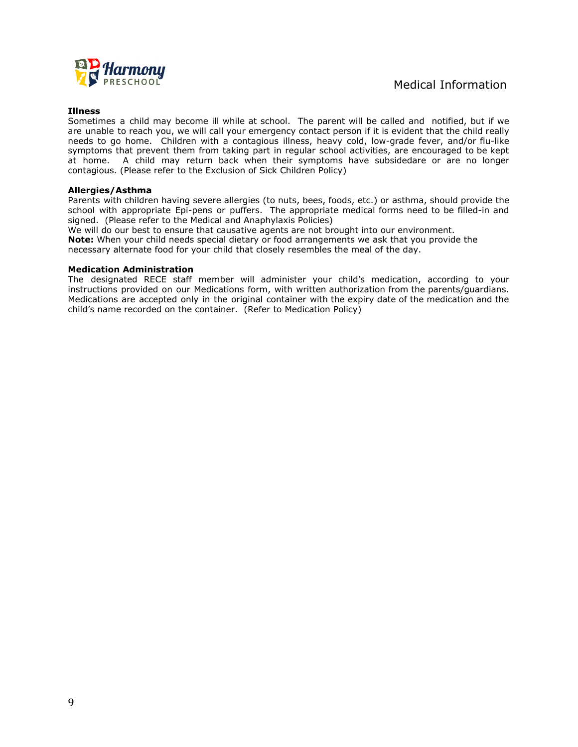# Medical Information

**Illness**

Sometimes a child may become ill while at school. The parent will be called and notified, but if we are unable to reach you, we will call your emergency contact person if it is evident that the child really needs to go home. Children with a contagious illness, heavy cold, low-grade fever, and/or flu-like symptoms that prevent them from taking part in regular school activities, are encouraged to be kept at home. A child may return back when their symptoms have subsidedare or are no longer contagious. (Please refer to the Exclusion of Sick Children Policy)

**Allergies/Asthma**

Parents with children having severe allergies (to nuts, bees, foods, etc.) or asthma, should provide the school with appropriate Epi-pens or puffers. The appropriate medical forms need to be filled-in and signed. (Please refer to the Medical and Anaphylaxis Policies)

We will do our best to ensure that causative agents are not brought into our environment.

**Note:** When your child needs special dietary or food arrangements we ask that you provide the necessary alternate food for your child that closely resembles the meal of the day.

**Medication Administration**

The designated RECE staff member will administer your child's medication, according to your instructions provided on our Medications form, with written authorization from the parents/guardians. Medications are accepted only in the original container with the expiry date of the medication and the child's name recorded on the container. (Refer to Medication Policy)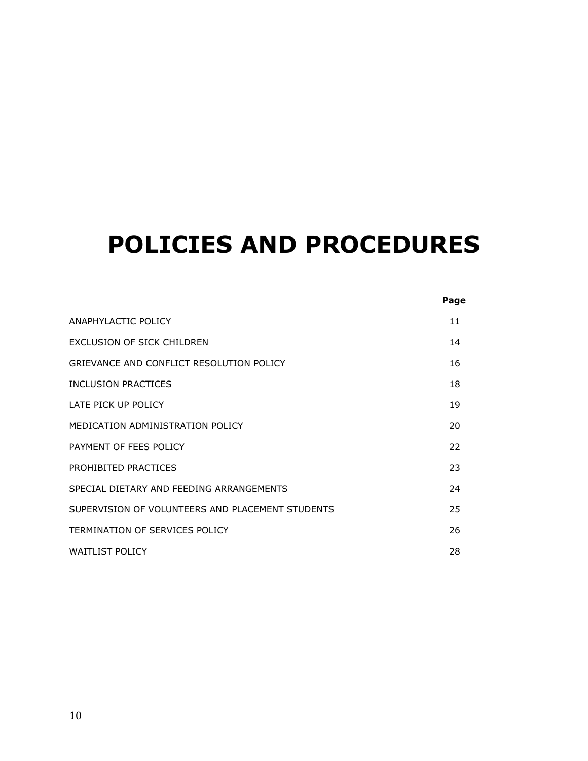# POLICIES AND PROCEDURES

| | Page |
|---|---|
| ANAPHYLACTIC POLICY | 11 |
| EXCLUSION OF SICK CHILDREN | 14 |
| GRIEVANCE AND CONFLICT RESOLUTION POLICY | 16 |
| INCLUSION PRACTICES | 18 |
| LATE PICK UP POLICY | 19 |
| MEDICATION ADMINISTRATION POLICY | 20 |
| PAYMENT OF FEES POLICY | 22 |
| PROHIBITED PRACTICES | 23 |
| SPECIAL DIETARY AND FEEDING ARRANGEMENTS | 24 |
| SUPERVISION OF VOLUNTEERS AND PLACEMENT STUDENTS | 25 |
| TERMINATION OF SERVICES POLICY | 26 |
| WAITLIST POLICY | 28 |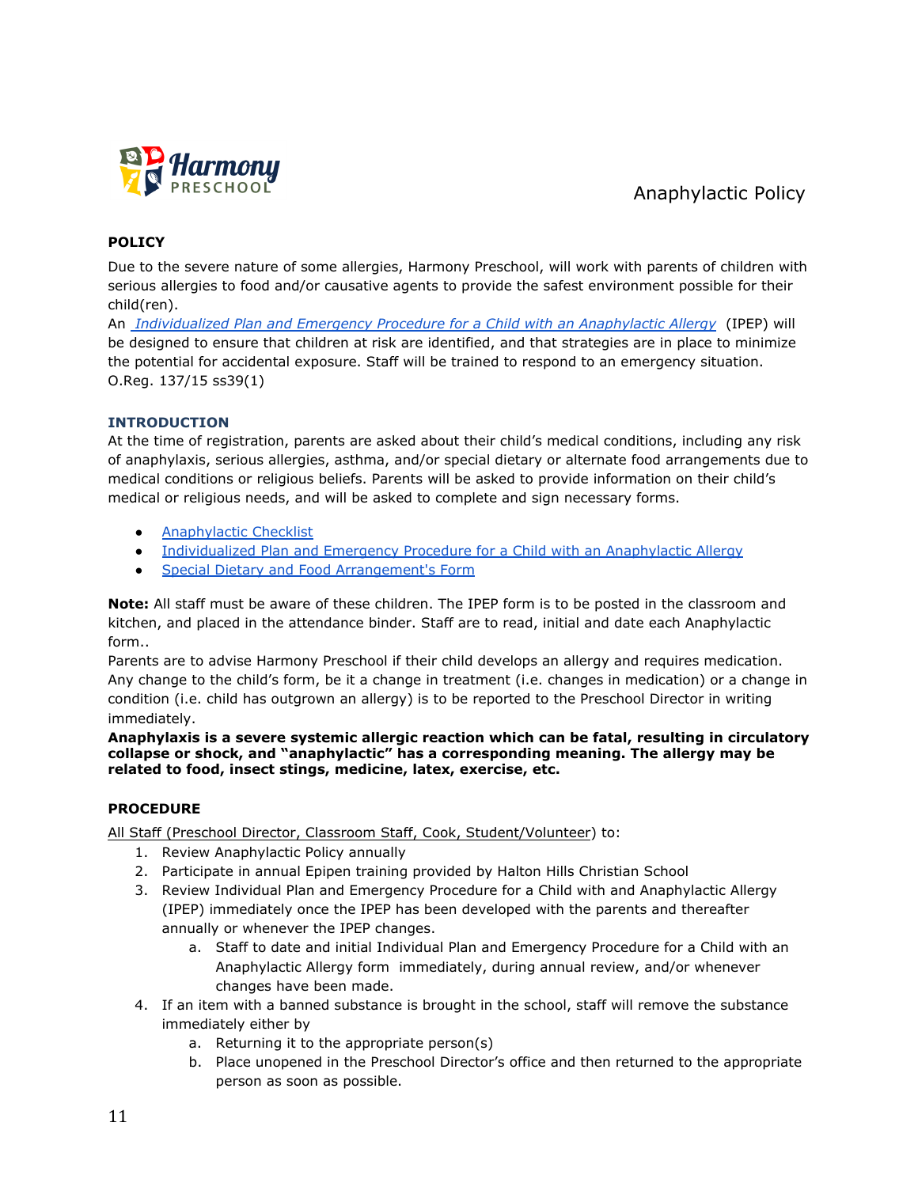Anaphylactic Policy

**POLICY**

Due to the severe nature of some allergies, Harmony Preschool, will work with parents of children with serious allergies to food and/or causative agents to provide the safest environment possible for their child(ren).

An *Individualized Plan and Emergency Procedure for a Child with an Anaphylactic Allergy* (IPEP) will be designed to ensure that children at risk are identified, and that strategies are in place to minimize the potential for accidental exposure. Staff will be trained to respond to an emergency situation. O.Reg. 137/15 ss39(1)

**INTRODUCTION**

At the time of registration, parents are asked about their child's medical conditions, including any risk of anaphylaxis, serious allergies, asthma, and/or special dietary or alternate food arrangements due to medical conditions or religious beliefs. Parents will be asked to provide information on their child's medical or religious needs, and will be asked to complete and sign necessary forms.

- Anaphylactic Checklist
- Individualized Plan and Emergency Procedure for a Child with an Anaphylactic Allergy
- Special Dietary and Food Arrangement's Form

**Note:** All staff must be aware of these children. The IPEP form is to be posted in the classroom and kitchen, and placed in the attendance binder. Staff are to read, initial and date each Anaphylactic form..

Parents are to advise Harmony Preschool if their child develops an allergy and requires medication. Any change to the child's form, be it a change in treatment (i.e. changes in medication) or a change in condition (i.e. child has outgrown an allergy) is to be reported to the Preschool Director in writing immediately.

**Anaphylaxis is a severe systemic allergic reaction which can be fatal, resulting in circulatory collapse or shock, and "anaphylactic" has a corresponding meaning. The allergy may be related to food, insect stings, medicine, latex, exercise, etc.**

**PROCEDURE**

All Staff (Preschool Director, Classroom Staff, Cook, Student/Volunteer) to:

1. Review Anaphylactic Policy annually
2. Participate in annual Epipen training provided by Halton Hills Christian School
3. Review Individual Plan and Emergency Procedure for a Child with and Anaphylactic Allergy (IPEP) immediately once the IPEP has been developed with the parents and thereafter annually or whenever the IPEP changes.
    a. Staff to date and initial Individual Plan and Emergency Procedure for a Child with an Anaphylactic Allergy form immediately, during annual review, and/or whenever changes have been made.
4. If an item with a banned substance is brought in the school, staff will remove the substance immediately either by
    a. Returning it to the appropriate person(s)
    b. Place unopened in the Preschool Director's office and then returned to the appropriate person as soon as possible.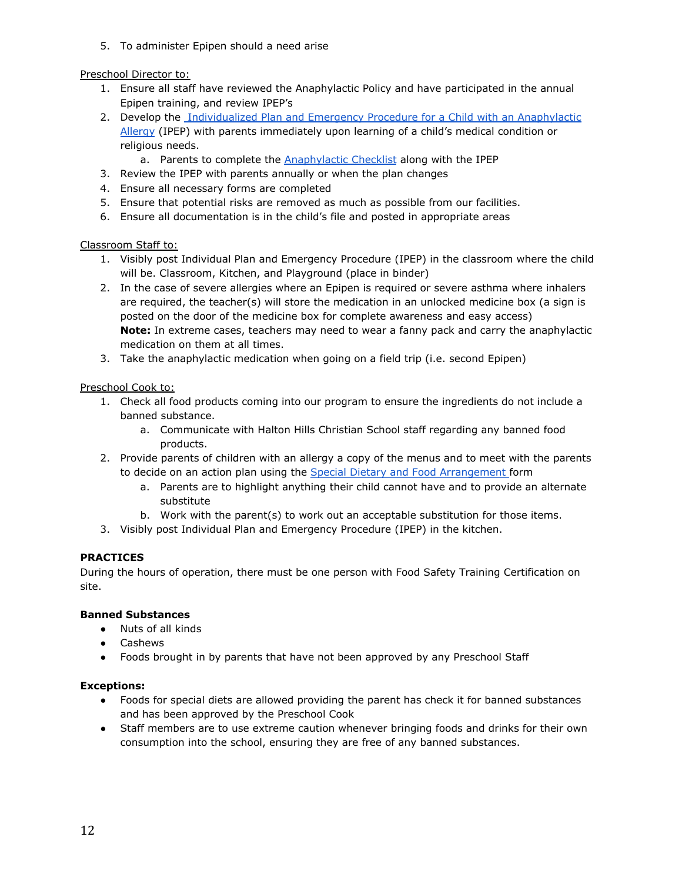5. To administer Epipen should a need arise

Preschool Director to:

1. Ensure all staff have reviewed the Anaphylactic Policy and have participated in the annual Epipen training, and review IPEP's
2. Develop the Individualized Plan and Emergency Procedure for a Child with an Anaphylactic Allergy (IPEP) with parents immediately upon learning of a child's medical condition or religious needs.
    a. Parents to complete the Anaphylactic Checklist along with the IPEP
3. Review the IPEP with parents annually or when the plan changes
4. Ensure all necessary forms are completed
5. Ensure that potential risks are removed as much as possible from our facilities.
6. Ensure all documentation is in the child's file and posted in appropriate areas

Classroom Staff to:

1. Visibly post Individual Plan and Emergency Procedure (IPEP) in the classroom where the child will be. Classroom, Kitchen, and Playground (place in binder)
2. In the case of severe allergies where an Epipen is required or severe asthma where inhalers are required, the teacher(s) will store the medication in an unlocked medicine box (a sign is posted on the door of the medicine box for complete awareness and easy access)
   **Note:** In extreme cases, teachers may need to wear a fanny pack and carry the anaphylactic medication on them at all times.
3. Take the anaphylactic medication when going on a field trip (i.e. second Epipen)

Preschool Cook to:

1. Check all food products coming into our program to ensure the ingredients do not include a banned substance.
    a. Communicate with Halton Hills Christian School staff regarding any banned food products.
2. Provide parents of children with an allergy a copy of the menus and to meet with the parents to decide on an action plan using the Special Dietary and Food Arrangement form
    a. Parents are to highlight anything their child cannot have and to provide an alternate substitute
    b. Work with the parent(s) to work out an acceptable substitution for those items.
3. Visibly post Individual Plan and Emergency Procedure (IPEP) in the kitchen.

**PRACTICES**

During the hours of operation, there must be one person with Food Safety Training Certification on site.

**Banned Substances**

- Nuts of all kinds
- Cashews
- Foods brought in by parents that have not been approved by any Preschool Staff

**Exceptions:**

- Foods for special diets are allowed providing the parent has check it for banned substances and has been approved by the Preschool Cook
- Staff members are to use extreme caution whenever bringing foods and drinks for their own consumption into the school, ensuring they are free of any banned substances.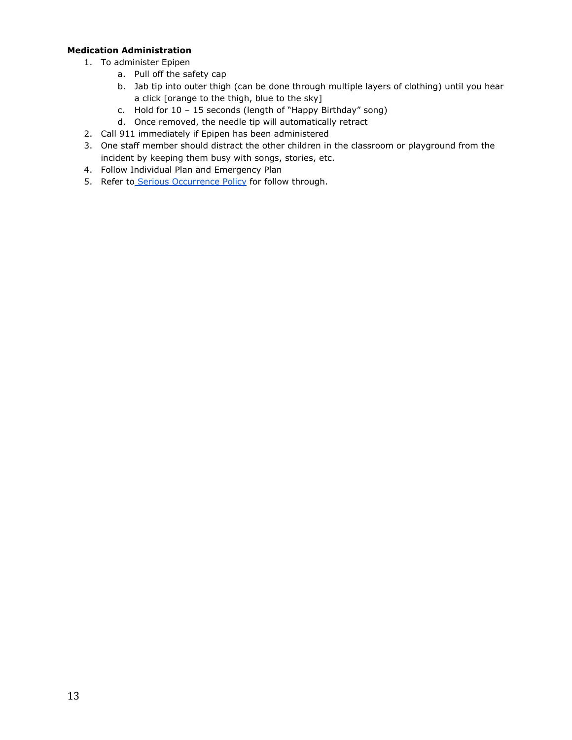**Medication Administration**

1. To administer Epipen
    a. Pull off the safety cap
    b. Jab tip into outer thigh (can be done through multiple layers of clothing) until you hear a click [orange to the thigh, blue to the sky]
    c. Hold for 10 – 15 seconds (length of "Happy Birthday" song)
    d. Once removed, the needle tip will automatically retract
2. Call 911 immediately if Epipen has been administered
3. One staff member should distract the other children in the classroom or playground from the incident by keeping them busy with songs, stories, etc.
4. Follow Individual Plan and Emergency Plan
5. Refer to Serious Occurrence Policy for follow through.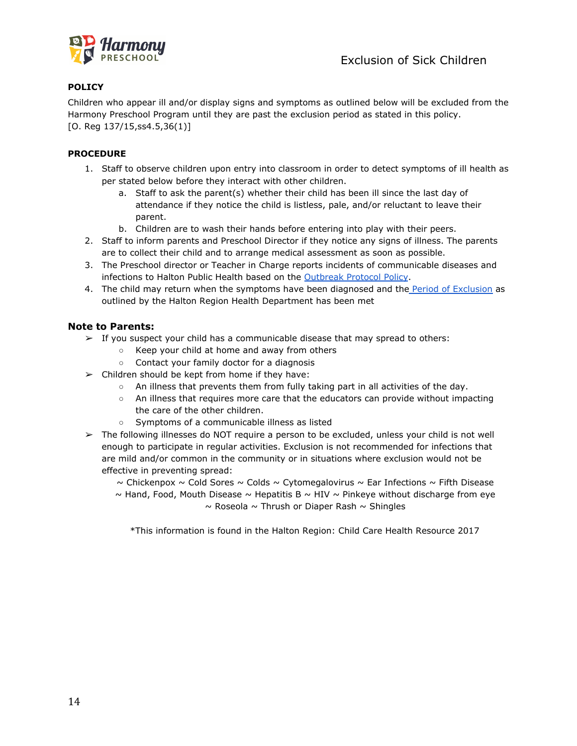# Exclusion of Sick Children

**POLICY**

Children who appear ill and/or display signs and symptoms as outlined below will be excluded from the Harmony Preschool Program until they are past the exclusion period as stated in this policy.
[O. Reg 137/15,ss4.5,36(1)]

**PROCEDURE**

1. Staff to observe children upon entry into classroom in order to detect symptoms of ill health as per stated below before they interact with other children.
    a. Staff to ask the parent(s) whether their child has been ill since the last day of attendance if they notice the child is listless, pale, and/or reluctant to leave their parent.
    b. Children are to wash their hands before entering into play with their peers.
2. Staff to inform parents and Preschool Director if they notice any signs of illness. The parents are to collect their child and to arrange medical assessment as soon as possible.
3. The Preschool director or Teacher in Charge reports incidents of communicable diseases and infections to Halton Public Health based on the Outbreak Protocol Policy.
4. The child may return when the symptoms have been diagnosed and the Period of Exclusion as outlined by the Halton Region Health Department has been met

### Note to Parents:

- If you suspect your child has a communicable disease that may spread to others:
    - Keep your child at home and away from others
    - Contact your family doctor for a diagnosis
- Children should be kept from home if they have:
    - An illness that prevents them from fully taking part in all activities of the day.
    - An illness that requires more care that the educators can provide without impacting the care of the other children.
    - Symptoms of a communicable illness as listed
- The following illnesses do NOT require a person to be excluded, unless your child is not well enough to participate in regular activities. Exclusion is not recommended for infections that are mild and/or common in the community or in situations where exclusion would not be effective in preventing spread:

~ Chickenpox ~ Cold Sores ~ Colds ~ Cytomegalovirus ~ Ear Infections ~ Fifth Disease ~ Hand, Food, Mouth Disease ~ Hepatitis B ~ HIV ~ Pinkeye without discharge from eye ~ Roseola ~ Thrush or Diaper Rash ~ Shingles

*This information is found in the Halton Region: Child Care Health Resource 2017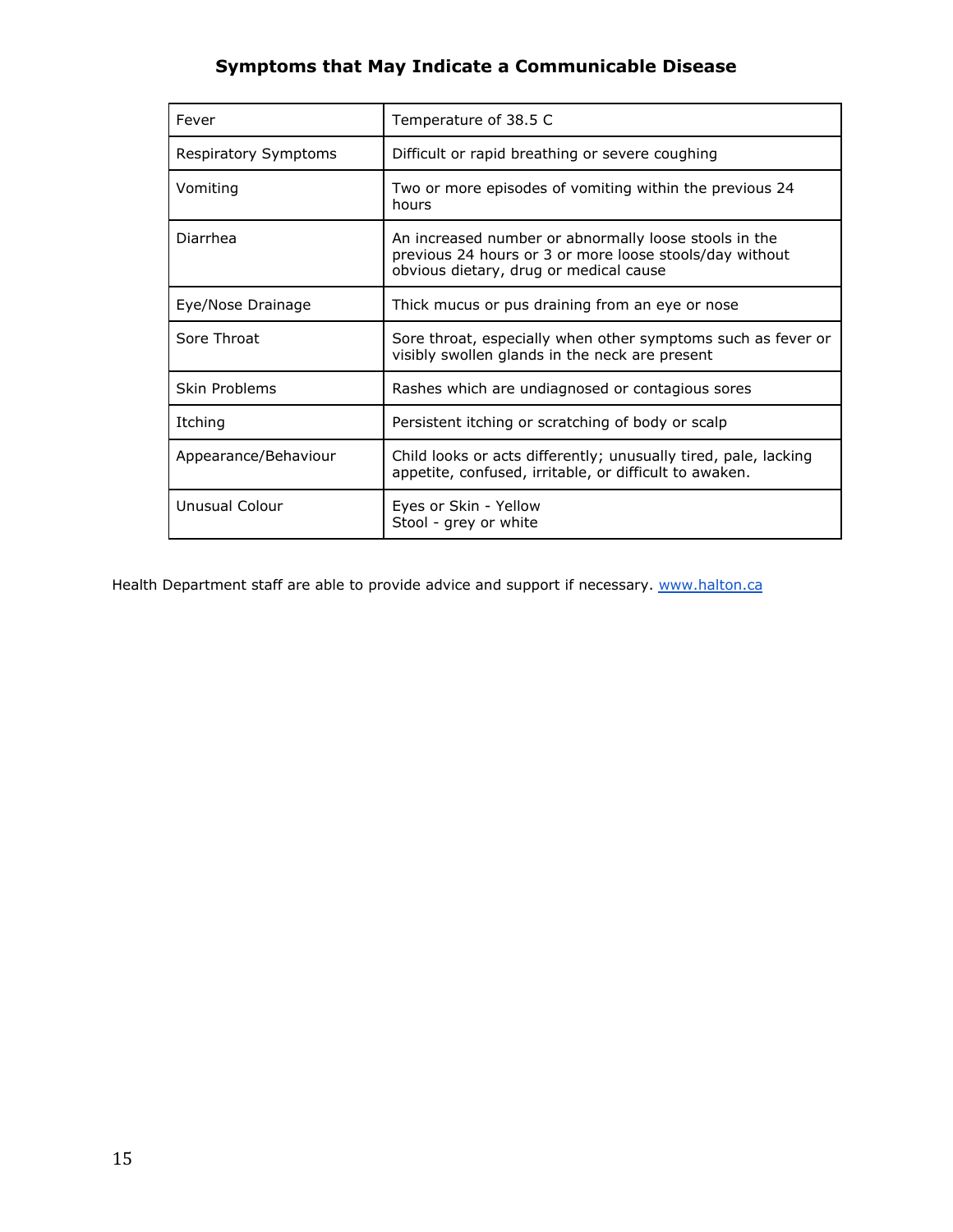## Symptoms that May Indicate a Communicable Disease

| | |
|---|---|
| Fever | Temperature of 38.5 C |
| Respiratory Symptoms | Difficult or rapid breathing or severe coughing |
| Vomiting | Two or more episodes of vomiting within the previous 24 hours |
| Diarrhea | An increased number or abnormally loose stools in the previous 24 hours or 3 or more loose stools/day without obvious dietary, drug or medical cause |
| Eye/Nose Drainage | Thick mucus or pus draining from an eye or nose |
| Sore Throat | Sore throat, especially when other symptoms such as fever or visibly swollen glands in the neck are present |
| Skin Problems | Rashes which are undiagnosed or contagious sores |
| Itching | Persistent itching or scratching of body or scalp |
| Appearance/Behaviour | Child looks or acts differently; unusually tired, pale, lacking appetite, confused, irritable, or difficult to awaken. |
| Unusual Colour | Eyes or Skin - Yellow<br>Stool - grey or white |

Health Department staff are able to provide advice and support if necessary. [www.halton.ca](http://www.halton.ca)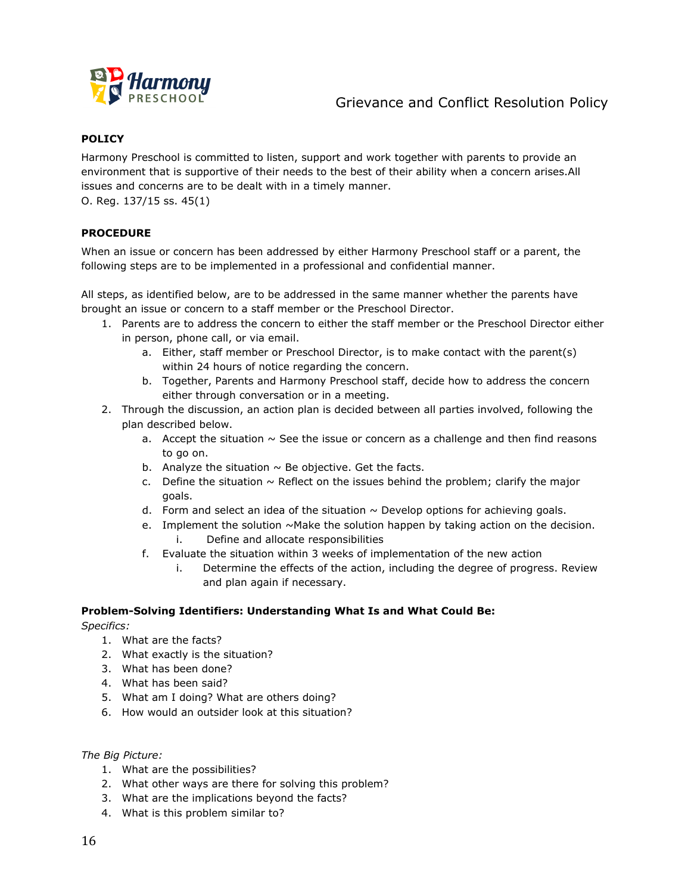# Grievance and Conflict Resolution Policy

**POLICY**

Harmony Preschool is committed to listen, support and work together with parents to provide an environment that is supportive of their needs to the best of their ability when a concern arises.All issues and concerns are to be dealt with in a timely manner.
O. Reg. 137/15 ss. 45(1)

**PROCEDURE**

When an issue or concern has been addressed by either Harmony Preschool staff or a parent, the following steps are to be implemented in a professional and confidential manner.

All steps, as identified below, are to be addressed in the same manner whether the parents have brought an issue or concern to a staff member or the Preschool Director.

1. Parents are to address the concern to either the staff member or the Preschool Director either in person, phone call, or via email.
   a. Either, staff member or Preschool Director, is to make contact with the parent(s) within 24 hours of notice regarding the concern.
   b. Together, Parents and Harmony Preschool staff, decide how to address the concern either through conversation or in a meeting.
2. Through the discussion, an action plan is decided between all parties involved, following the plan described below.
   a. Accept the situation ~ See the issue or concern as a challenge and then find reasons to go on.
   b. Analyze the situation ~ Be objective. Get the facts.
   c. Define the situation ~ Reflect on the issues behind the problem; clarify the major goals.
   d. Form and select an idea of the situation ~ Develop options for achieving goals.
   e. Implement the solution ~Make the solution happen by taking action on the decision.
      i. Define and allocate responsibilities
   f. Evaluate the situation within 3 weeks of implementation of the new action
      i. Determine the effects of the action, including the degree of progress. Review and plan again if necessary.

**Problem-Solving Identifiers: Understanding What Is and What Could Be:**

*Specifics:*

1. What are the facts?
2. What exactly is the situation?
3. What has been done?
4. What has been said?
5. What am I doing? What are others doing?
6. How would an outsider look at this situation?

*The Big Picture:*

1. What are the possibilities?
2. What other ways are there for solving this problem?
3. What are the implications beyond the facts?
4. What is this problem similar to?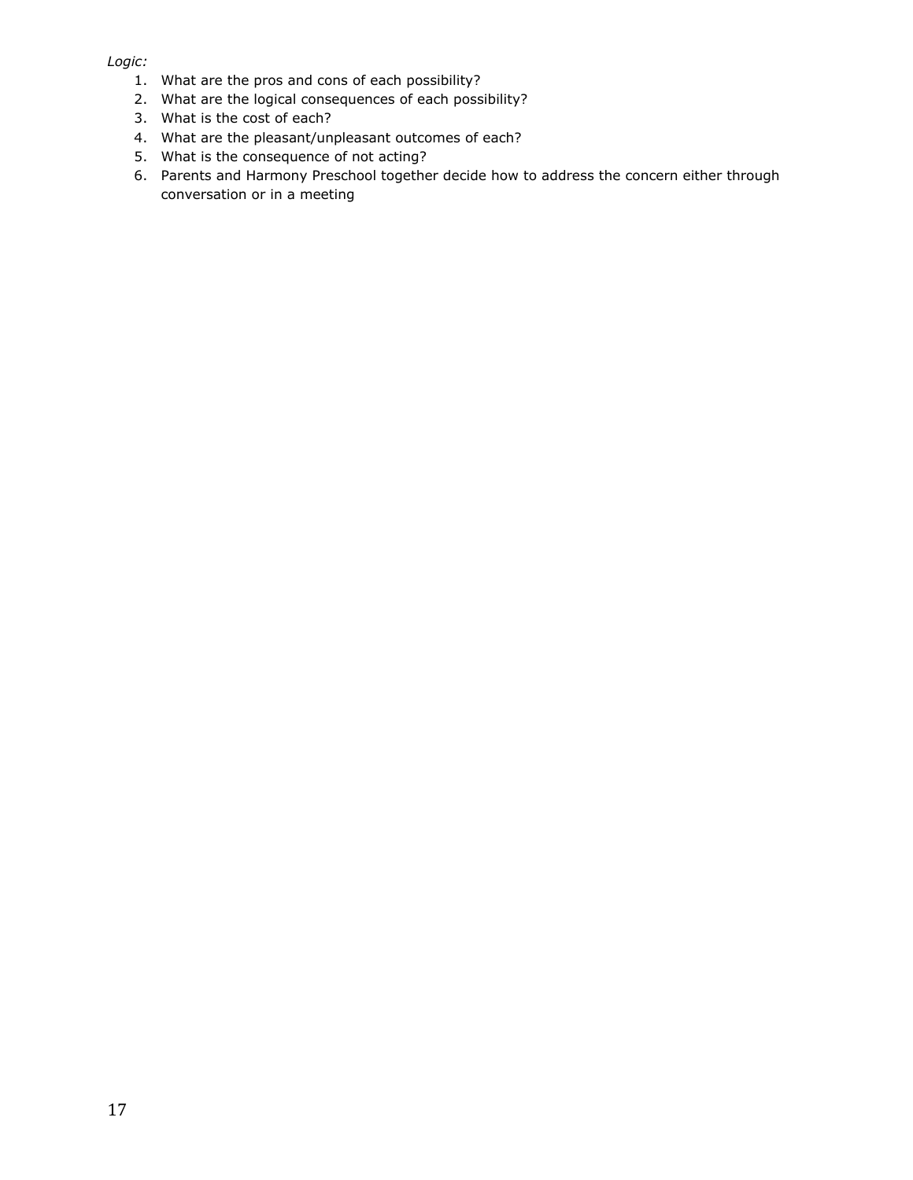*Logic:*

1. What are the pros and cons of each possibility?
2. What are the logical consequences of each possibility?
3. What is the cost of each?
4. What are the pleasant/unpleasant outcomes of each?
5. What is the consequence of not acting?
6. Parents and Harmony Preschool together decide how to address the concern either through conversation or in a meeting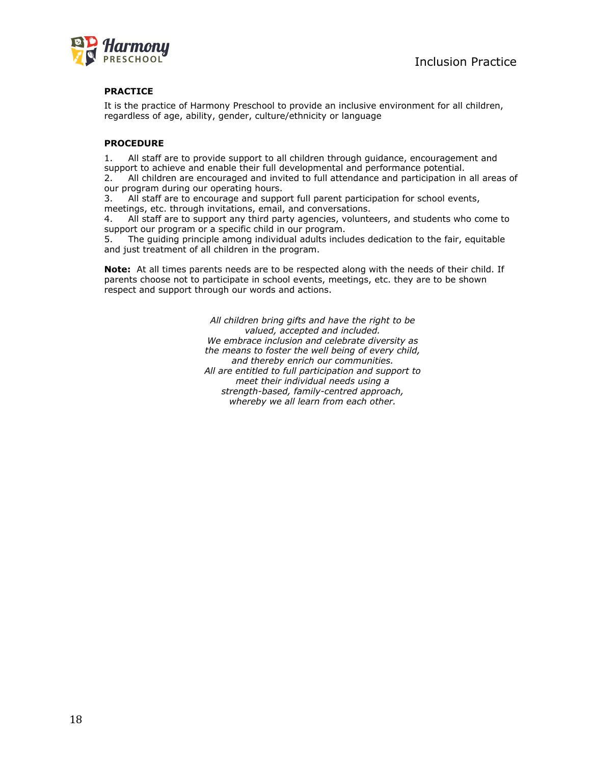# Inclusion Practice

**PRACTICE**

It is the practice of Harmony Preschool to provide an inclusive environment for all children, regardless of age, ability, gender, culture/ethnicity or language

**PROCEDURE**

1. All staff are to provide support to all children through guidance, encouragement and support to achieve and enable their full developmental and performance potential.
2. All children are encouraged and invited to full attendance and participation in all areas of our program during our operating hours.
3. All staff are to encourage and support full parent participation for school events, meetings, etc. through invitations, email, and conversations.
4. All staff are to support any third party agencies, volunteers, and students who come to support our program or a specific child in our program.
5. The guiding principle among individual adults includes dedication to the fair, equitable and just treatment of all children in the program.

**Note:** At all times parents needs are to be respected along with the needs of their child. If parents choose not to participate in school events, meetings, etc. they are to be shown respect and support through our words and actions.

*All children bring gifts and have the right to be valued, accepted and included.*
*We embrace inclusion and celebrate diversity as the means to foster the well being of every child, and thereby enrich our communities.*
*All are entitled to full participation and support to meet their individual needs using a strength-based, family-centred approach, whereby we all learn from each other.*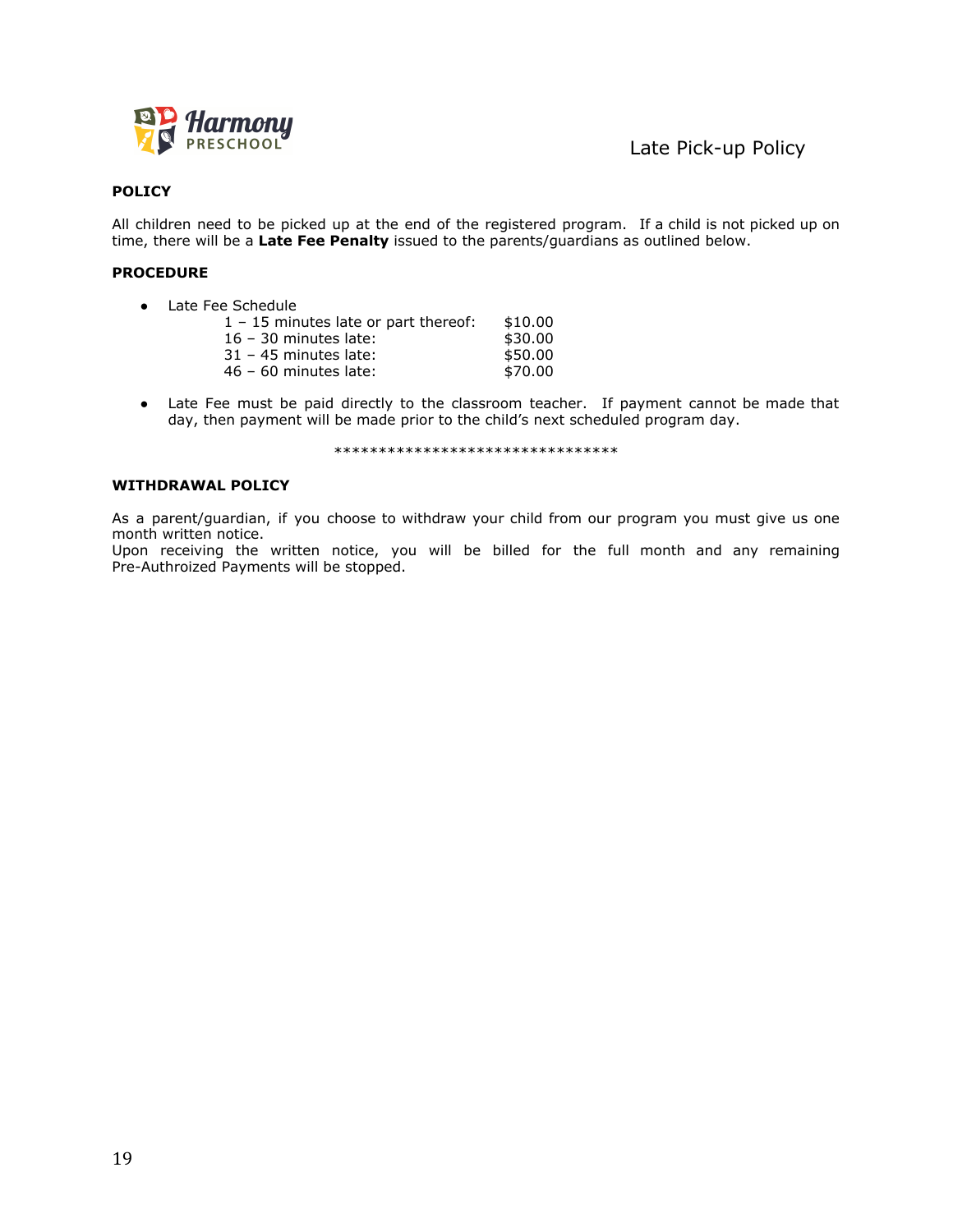Late Pick-up Policy

**POLICY**

All children need to be picked up at the end of the registered program. If a child is not picked up on time, there will be a **Late Fee Penalty** issued to the parents/guardians as outlined below.

**PROCEDURE**

- Late Fee Schedule

| | |
|---|---|
| 1 – 15 minutes late or part thereof: | $10.00 |
| 16 – 30 minutes late: | $30.00 |
| 31 – 45 minutes late: | $50.00 |
| 46 – 60 minutes late: | $70.00 |

- Late Fee must be paid directly to the classroom teacher. If payment cannot be made that day, then payment will be made prior to the child's next scheduled program day.

********************************

**WITHDRAWAL POLICY**

As a parent/guardian, if you choose to withdraw your child from our program you must give us one month written notice.
Upon receiving the written notice, you will be billed for the full month and any remaining Pre-Authroized Payments will be stopped.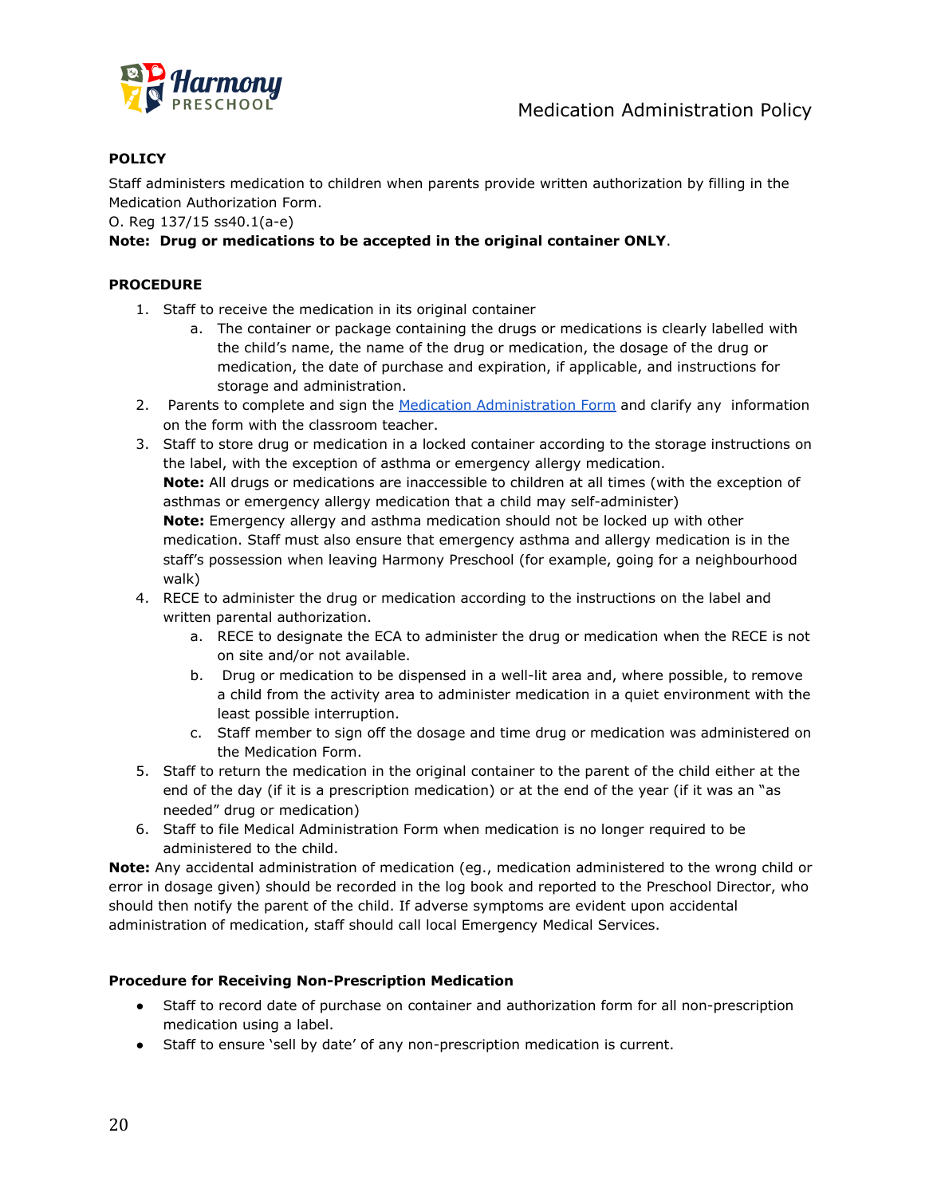## POLICY

Staff administers medication to children when parents provide written authorization by filling in the Medication Authorization Form.
O. Reg 137/15 ss40.1(a-e)
**Note: Drug or medications to be accepted in the original container ONLY**.

## PROCEDURE

1. Staff to receive the medication in its original container
    a. The container or package containing the drugs or medications is clearly labelled with the child's name, the name of the drug or medication, the dosage of the drug or medication, the date of purchase and expiration, if applicable, and instructions for storage and administration.
2. Parents to complete and sign the [Medication Administration Form] and clarify any information on the form with the classroom teacher.
3. Staff to store drug or medication in a locked container according to the storage instructions on the label, with the exception of asthma or emergency allergy medication.
   **Note:** All drugs or medications are inaccessible to children at all times (with the exception of asthmas or emergency allergy medication that a child may self-administer)
   **Note:** Emergency allergy and asthma medication should not be locked up with other medication. Staff must also ensure that emergency asthma and allergy medication is in the staff's possession when leaving Harmony Preschool (for example, going for a neighbourhood walk)
4. RECE to administer the drug or medication according to the instructions on the label and written parental authorization.
    a. RECE to designate the ECA to administer the drug or medication when the RECE is not on site and/or not available.
    b. Drug or medication to be dispensed in a well-lit area and, where possible, to remove a child from the activity area to administer medication in a quiet environment with the least possible interruption.
    c. Staff member to sign off the dosage and time drug or medication was administered on the Medication Form.
5. Staff to return the medication in the original container to the parent of the child either at the end of the day (if it is a prescription medication) or at the end of the year (if it was an "as needed" drug or medication)
6. Staff to file Medical Administration Form when medication is no longer required to be administered to the child.

**Note:** Any accidental administration of medication (eg., medication administered to the wrong child or error in dosage given) should be recorded in the log book and reported to the Preschool Director, who should then notify the parent of the child. If adverse symptoms are evident upon accidental administration of medication, staff should call local Emergency Medical Services.

### Procedure for Receiving Non-Prescription Medication

- Staff to record date of purchase on container and authorization form for all non-prescription medication using a label.
- Staff to ensure 'sell by date' of any non-prescription medication is current.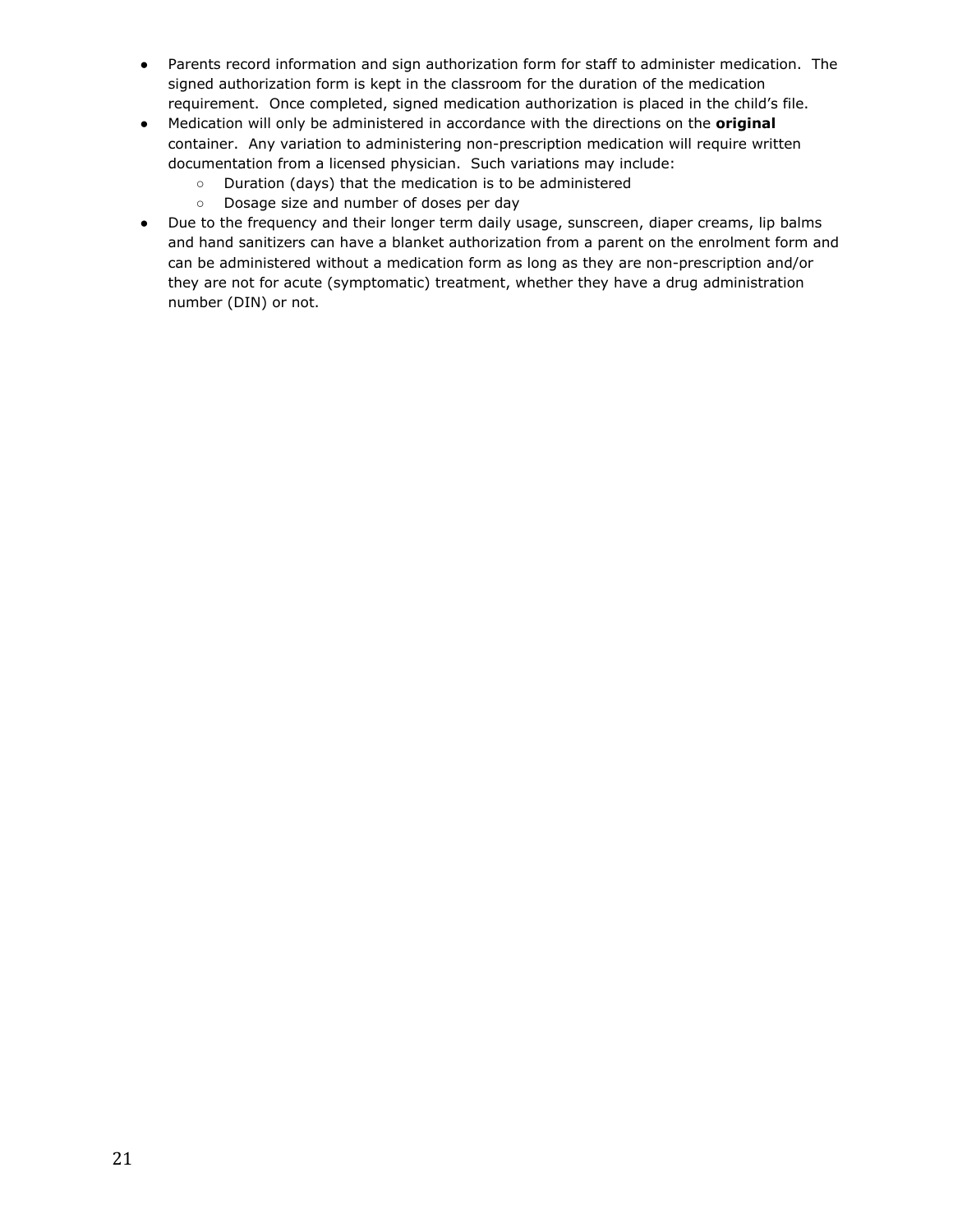- Parents record information and sign authorization form for staff to administer medication. The signed authorization form is kept in the classroom for the duration of the medication requirement. Once completed, signed medication authorization is placed in the child's file.
- Medication will only be administered in accordance with the directions on the **original** container. Any variation to administering non-prescription medication will require written documentation from a licensed physician. Such variations may include:
  - Duration (days) that the medication is to be administered
  - Dosage size and number of doses per day
- Due to the frequency and their longer term daily usage, sunscreen, diaper creams, lip balms and hand sanitizers can have a blanket authorization from a parent on the enrolment form and can be administered without a medication form as long as they are non-prescription and/or they are not for acute (symptomatic) treatment, whether they have a drug administration number (DIN) or not.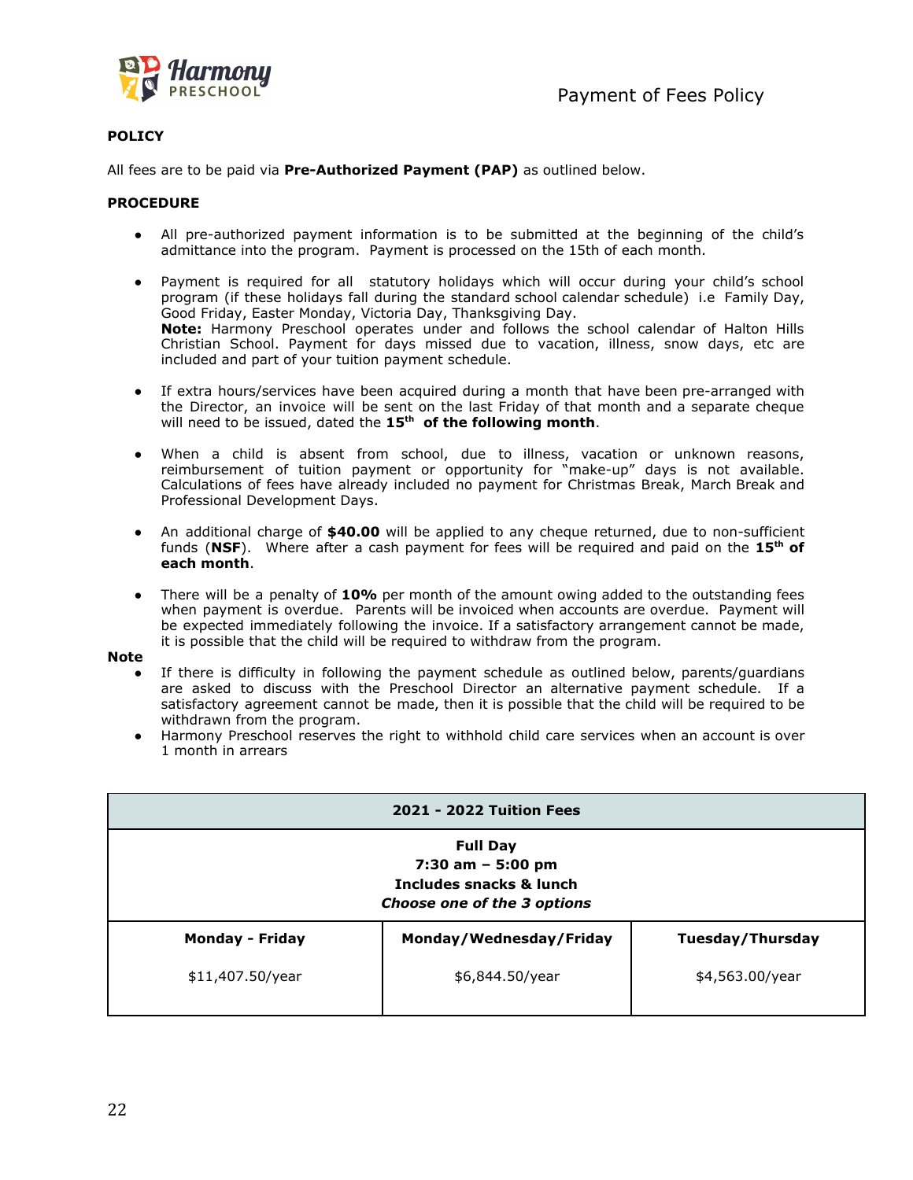# Payment of Fees Policy

**POLICY**

All fees are to be paid via **Pre-Authorized Payment (PAP)** as outlined below.

**PROCEDURE**

- All pre-authorized payment information is to be submitted at the beginning of the child's admittance into the program. Payment is processed on the 15th of each month.
- Payment is required for all statutory holidays which will occur during your child's school program (if these holidays fall during the standard school calendar schedule) i.e Family Day, Good Friday, Easter Monday, Victoria Day, Thanksgiving Day.
  **Note:** Harmony Preschool operates under and follows the school calendar of Halton Hills Christian School. Payment for days missed due to vacation, illness, snow days, etc are included and part of your tuition payment schedule.
- If extra hours/services have been acquired during a month that have been pre-arranged with the Director, an invoice will be sent on the last Friday of that month and a separate cheque will need to be issued, dated the **15th of the following month**.
- When a child is absent from school, due to illness, vacation or unknown reasons, reimbursement of tuition payment or opportunity for "make-up" days is not available. Calculations of fees have already included no payment for Christmas Break, March Break and Professional Development Days.
- An additional charge of **$40.00** will be applied to any cheque returned, due to non-sufficient funds (**NSF**). Where after a cash payment for fees will be required and paid on the **15th of each month**.
- There will be a penalty of **10%** per month of the amount owing added to the outstanding fees when payment is overdue. Parents will be invoiced when accounts are overdue. Payment will be expected immediately following the invoice. If a satisfactory arrangement cannot be made, it is possible that the child will be required to withdraw from the program.

**Note**

- If there is difficulty in following the payment schedule as outlined below, parents/guardians are asked to discuss with the Preschool Director an alternative payment schedule. If a satisfactory agreement cannot be made, then it is possible that the child will be required to be withdrawn from the program.
- Harmony Preschool reserves the right to withhold child care services when an account is over 1 month in arrears

| **2021 - 2022 Tuition Fees** | | |
|---|---|---|
| **Full Day**<br>**7:30 am – 5:00 pm**<br>**Includes snacks & lunch**<br>***Choose one of the 3 options*** | | |
| **Monday - Friday** | **Monday/Wednesday/Friday** | **Tuesday/Thursday** |
| $11,407.50/year | $6,844.50/year | $4,563.00/year |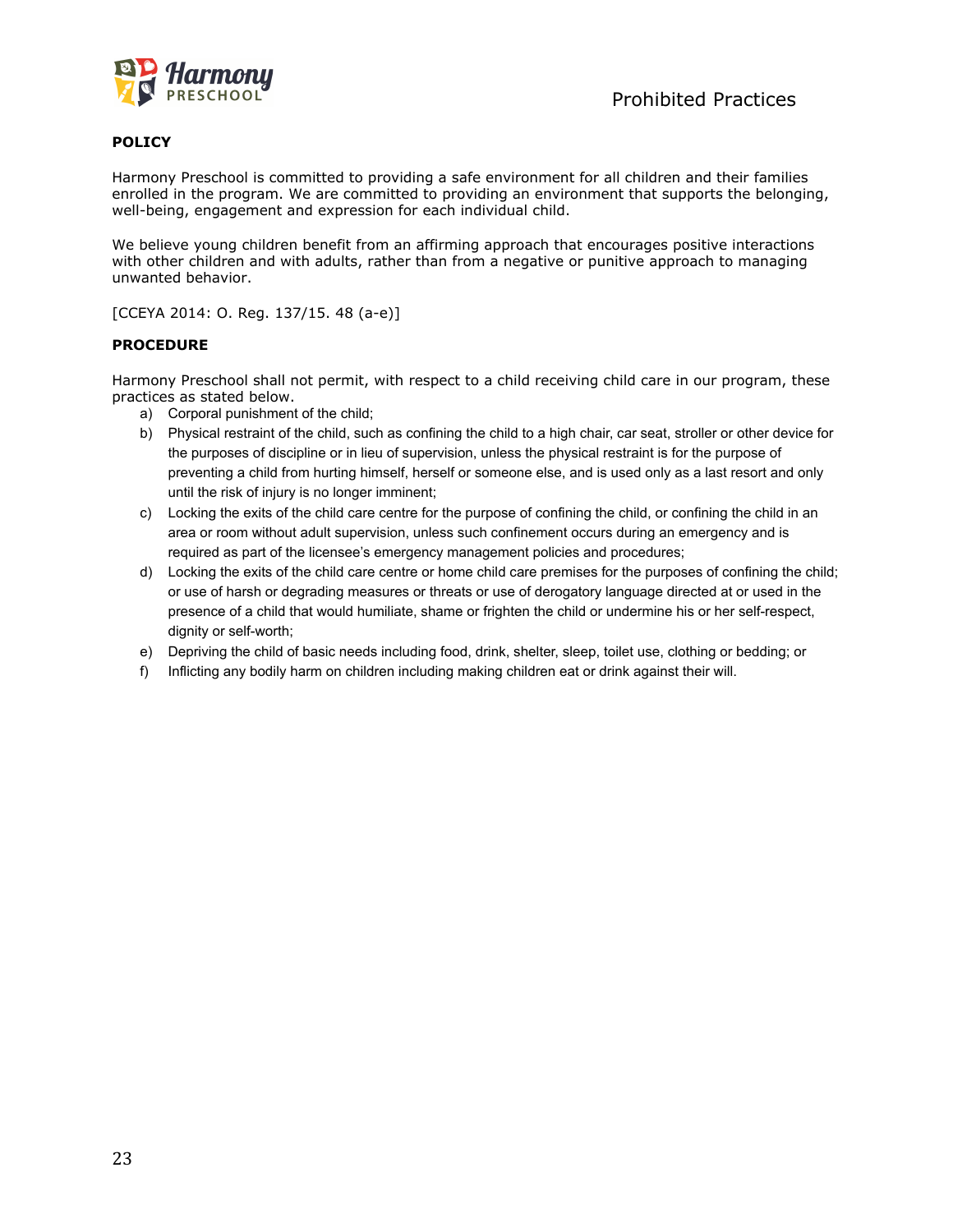# Prohibited Practices

**POLICY**

Harmony Preschool is committed to providing a safe environment for all children and their families enrolled in the program. We are committed to providing an environment that supports the belonging, well-being, engagement and expression for each individual child.

We believe young children benefit from an affirming approach that encourages positive interactions with other children and with adults, rather than from a negative or punitive approach to managing unwanted behavior.

[CCEYA 2014: O. Reg. 137/15. 48 (a-e)]

**PROCEDURE**

Harmony Preschool shall not permit, with respect to a child receiving child care in our program, these practices as stated below.

a) Corporal punishment of the child;
b) Physical restraint of the child, such as confining the child to a high chair, car seat, stroller or other device for the purposes of discipline or in lieu of supervision, unless the physical restraint is for the purpose of preventing a child from hurting himself, herself or someone else, and is used only as a last resort and only until the risk of injury is no longer imminent;
c) Locking the exits of the child care centre for the purpose of confining the child, or confining the child in an area or room without adult supervision, unless such confinement occurs during an emergency and is required as part of the licensee's emergency management policies and procedures;
d) Locking the exits of the child care centre or home child care premises for the purposes of confining the child; or use of harsh or degrading measures or threats or use of derogatory language directed at or used in the presence of a child that would humiliate, shame or frighten the child or undermine his or her self-respect, dignity or self-worth;
e) Depriving the child of basic needs including food, drink, shelter, sleep, toilet use, clothing or bedding; or
f) Inflicting any bodily harm on children including making children eat or drink against their will.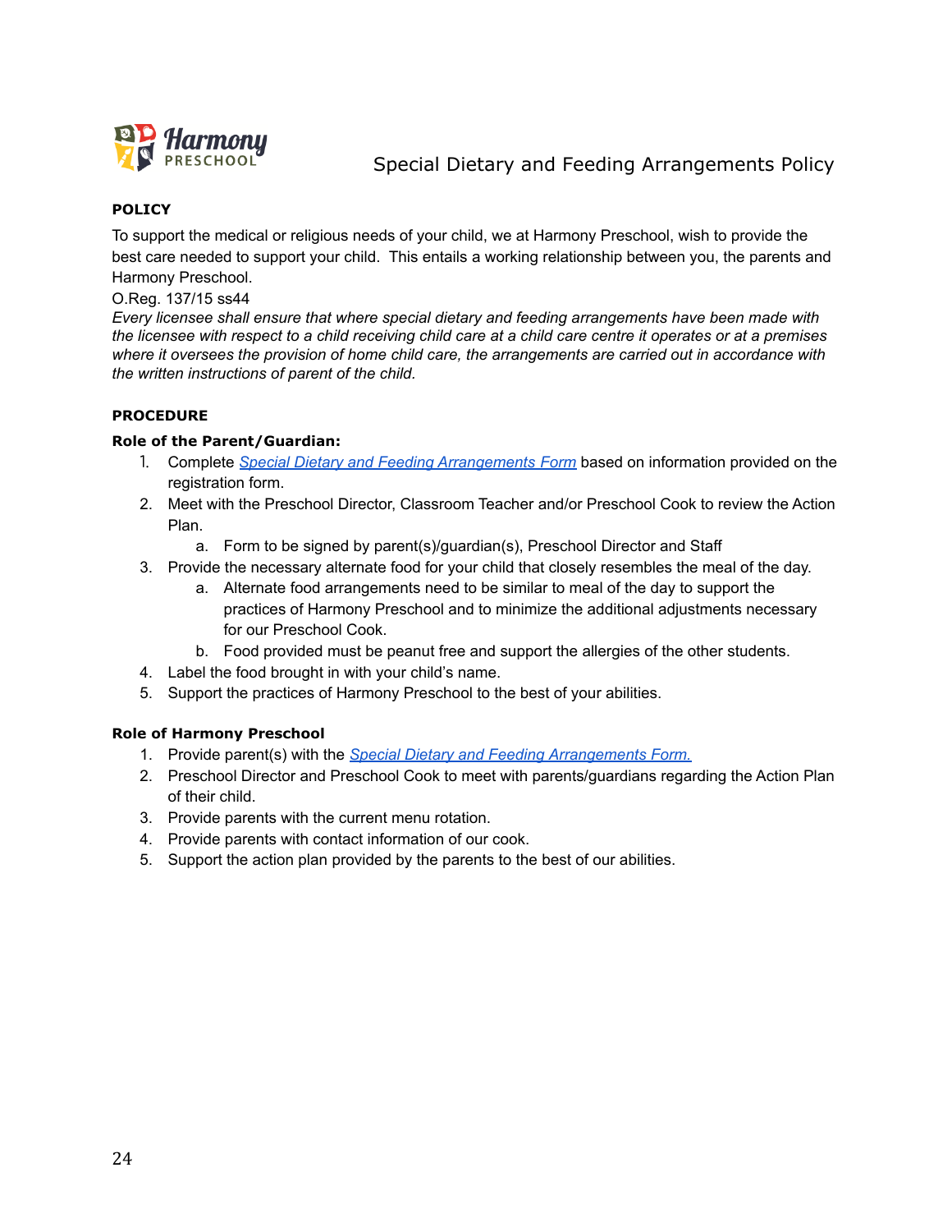# Special Dietary and Feeding Arrangements Policy

## POLICY

To support the medical or religious needs of your child, we at Harmony Preschool, wish to provide the best care needed to support your child. This entails a working relationship between you, the parents and Harmony Preschool.

O.Reg. 137/15 ss44

*Every licensee shall ensure that where special dietary and feeding arrangements have been made with the licensee with respect to a child receiving child care at a child care centre it operates or at a premises where it oversees the provision of home child care, the arrangements are carried out in accordance with the written instructions of parent of the child.*

## PROCEDURE

### Role of the Parent/Guardian:

1. Complete *Special Dietary and Feeding Arrangements Form* based on information provided on the registration form.
2. Meet with the Preschool Director, Classroom Teacher and/or Preschool Cook to review the Action Plan.
   a. Form to be signed by parent(s)/guardian(s), Preschool Director and Staff
3. Provide the necessary alternate food for your child that closely resembles the meal of the day.
   a. Alternate food arrangements need to be similar to meal of the day to support the practices of Harmony Preschool and to minimize the additional adjustments necessary for our Preschool Cook.
   b. Food provided must be peanut free and support the allergies of the other students.
4. Label the food brought in with your child's name.
5. Support the practices of Harmony Preschool to the best of your abilities.

### Role of Harmony Preschool

1. Provide parent(s) with the *Special Dietary and Feeding Arrangements Form.*
2. Preschool Director and Preschool Cook to meet with parents/guardians regarding the Action Plan of their child.
3. Provide parents with the current menu rotation.
4. Provide parents with contact information of our cook.
5. Support the action plan provided by the parents to the best of our abilities.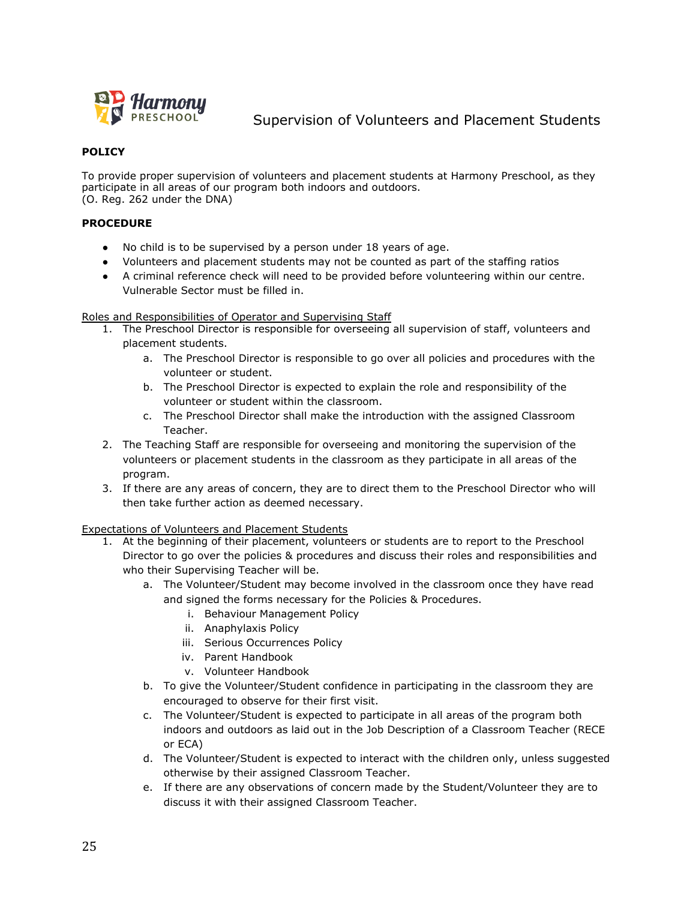# Supervision of Volunteers and Placement Students

**POLICY**

To provide proper supervision of volunteers and placement students at Harmony Preschool, as they participate in all areas of our program both indoors and outdoors.
(O. Reg. 262 under the DNA)

**PROCEDURE**

- No child is to be supervised by a person under 18 years of age.
- Volunteers and placement students may not be counted as part of the staffing ratios
- A criminal reference check will need to be provided before volunteering within our centre. Vulnerable Sector must be filled in.

<u>Roles and Responsibilities of Operator and Supervising Staff</u>

1. The Preschool Director is responsible for overseeing all supervision of staff, volunteers and placement students.
   a. The Preschool Director is responsible to go over all policies and procedures with the volunteer or student.
   b. The Preschool Director is expected to explain the role and responsibility of the volunteer or student within the classroom.
   c. The Preschool Director shall make the introduction with the assigned Classroom Teacher.
2. The Teaching Staff are responsible for overseeing and monitoring the supervision of the volunteers or placement students in the classroom as they participate in all areas of the program.
3. If there are any areas of concern, they are to direct them to the Preschool Director who will then take further action as deemed necessary.

<u>Expectations of Volunteers and Placement Students</u>

1. At the beginning of their placement, volunteers or students are to report to the Preschool Director to go over the policies & procedures and discuss their roles and responsibilities and who their Supervising Teacher will be.
   a. The Volunteer/Student may become involved in the classroom once they have read and signed the forms necessary for the Policies & Procedures.
      i. Behaviour Management Policy
      ii. Anaphylaxis Policy
      iii. Serious Occurrences Policy
      iv. Parent Handbook
      v. Volunteer Handbook
   b. To give the Volunteer/Student confidence in participating in the classroom they are encouraged to observe for their first visit.
   c. The Volunteer/Student is expected to participate in all areas of the program both indoors and outdoors as laid out in the Job Description of a Classroom Teacher (RECE or ECA)
   d. The Volunteer/Student is expected to interact with the children only, unless suggested otherwise by their assigned Classroom Teacher.
   e. If there are any observations of concern made by the Student/Volunteer they are to discuss it with their assigned Classroom Teacher.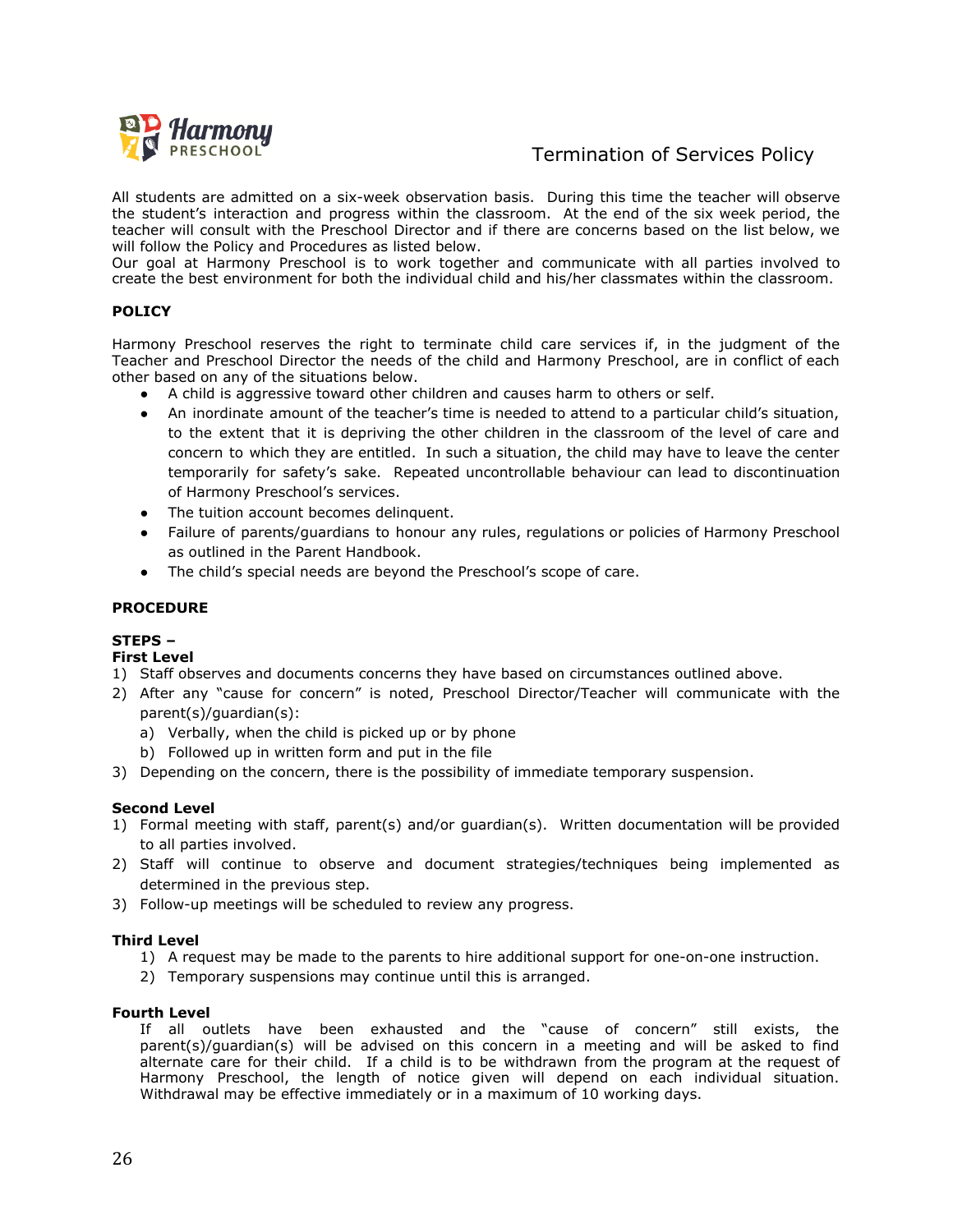# Termination of Services Policy

All students are admitted on a six-week observation basis. During this time the teacher will observe the student's interaction and progress within the classroom. At the end of the six week period, the teacher will consult with the Preschool Director and if there are concerns based on the list below, we will follow the Policy and Procedures as listed below.
Our goal at Harmony Preschool is to work together and communicate with all parties involved to create the best environment for both the individual child and his/her classmates within the classroom.

## POLICY

Harmony Preschool reserves the right to terminate child care services if, in the judgment of the Teacher and Preschool Director the needs of the child and Harmony Preschool, are in conflict of each other based on any of the situations below.

- A child is aggressive toward other children and causes harm to others or self.
- An inordinate amount of the teacher's time is needed to attend to a particular child's situation, to the extent that it is depriving the other children in the classroom of the level of care and concern to which they are entitled. In such a situation, the child may have to leave the center temporarily for safety's sake. Repeated uncontrollable behaviour can lead to discontinuation of Harmony Preschool's services.
- The tuition account becomes delinquent.
- Failure of parents/guardians to honour any rules, regulations or policies of Harmony Preschool as outlined in the Parent Handbook.
- The child's special needs are beyond the Preschool's scope of care.

## PROCEDURE

**STEPS –**
**First Level**

1) Staff observes and documents concerns they have based on circumstances outlined above.
2) After any "cause for concern" is noted, Preschool Director/Teacher will communicate with the parent(s)/guardian(s):
   a) Verbally, when the child is picked up or by phone
   b) Followed up in written form and put in the file
3) Depending on the concern, there is the possibility of immediate temporary suspension.

**Second Level**

1) Formal meeting with staff, parent(s) and/or guardian(s). Written documentation will be provided to all parties involved.
2) Staff will continue to observe and document strategies/techniques being implemented as determined in the previous step.
3) Follow-up meetings will be scheduled to review any progress.

**Third Level**

1) A request may be made to the parents to hire additional support for one-on-one instruction.
2) Temporary suspensions may continue until this is arranged.

**Fourth Level**

If all outlets have been exhausted and the "cause of concern" still exists, the parent(s)/guardian(s) will be advised on this concern in a meeting and will be asked to find alternate care for their child. If a child is to be withdrawn from the program at the request of Harmony Preschool, the length of notice given will depend on each individual situation. Withdrawal may be effective immediately or in a maximum of 10 working days.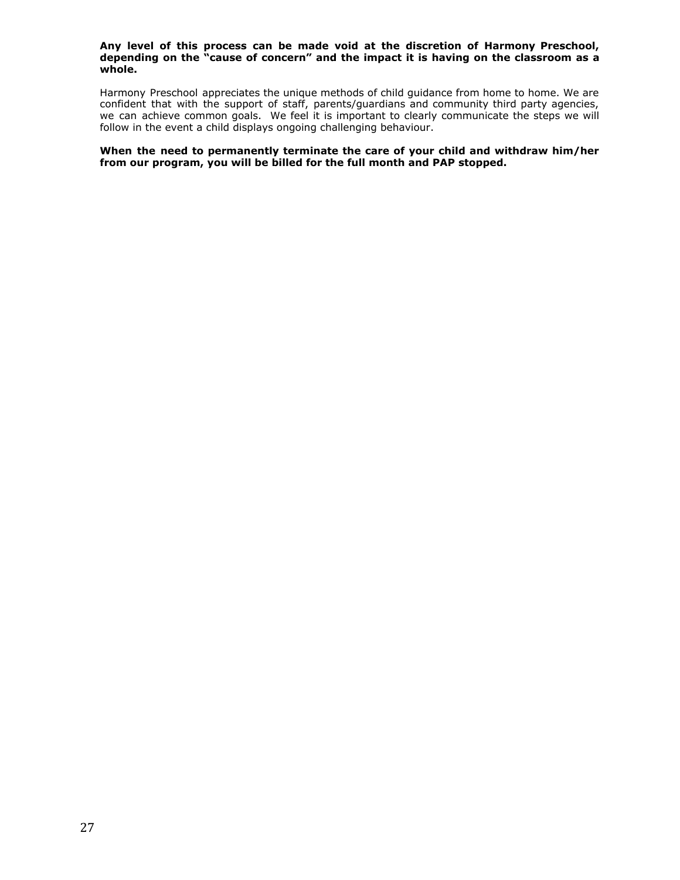**Any level of this process can be made void at the discretion of Harmony Preschool, depending on the "cause of concern" and the impact it is having on the classroom as a whole.**

Harmony Preschool appreciates the unique methods of child guidance from home to home. We are confident that with the support of staff, parents/guardians and community third party agencies, we can achieve common goals. We feel it is important to clearly communicate the steps we will follow in the event a child displays ongoing challenging behaviour.

**When the need to permanently terminate the care of your child and withdraw him/her from our program, you will be billed for the full month and PAP stopped.**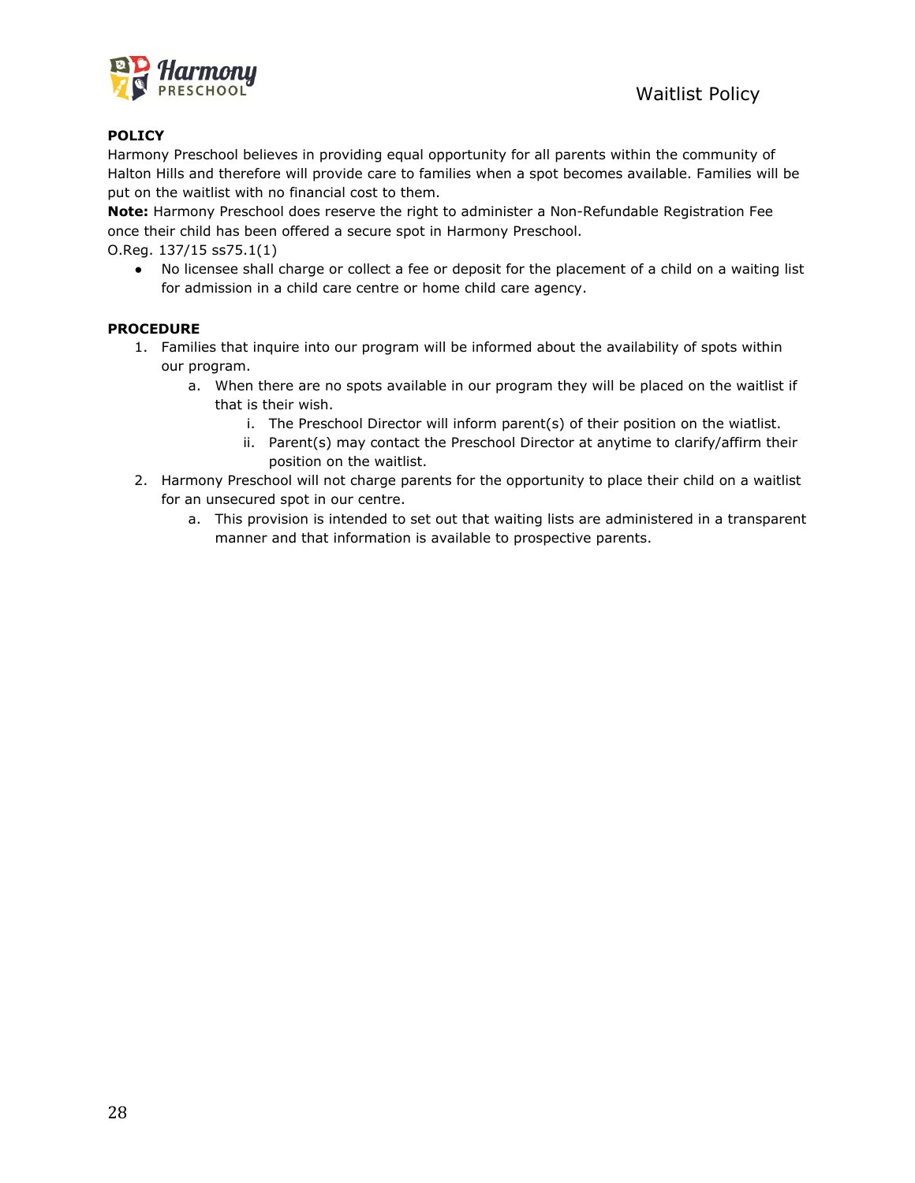# Waitlist Policy

**POLICY**

Harmony Preschool believes in providing equal opportunity for all parents within the community of Halton Hills and therefore will provide care to families when a spot becomes available. Families will be put on the waitlist with no financial cost to them.

**Note:** Harmony Preschool does reserve the right to administer a Non-Refundable Registration Fee once their child has been offered a secure spot in Harmony Preschool.

O.Reg. 137/15 ss75.1(1)

- No licensee shall charge or collect a fee or deposit for the placement of a child on a waiting list for admission in a child care centre or home child care agency.

**PROCEDURE**

1. Families that inquire into our program will be informed about the availability of spots within our program.
    a. When there are no spots available in our program they will be placed on the waitlist if that is their wish.
        i. The Preschool Director will inform parent(s) of their position on the wiatlist.
        ii. Parent(s) may contact the Preschool Director at anytime to clarify/affirm their position on the waitlist.
2. Harmony Preschool will not charge parents for the opportunity to place their child on a waitlist for an unsecured spot in our centre.
    a. This provision is intended to set out that waiting lists are administered in a transparent manner and that information is available to prospective parents.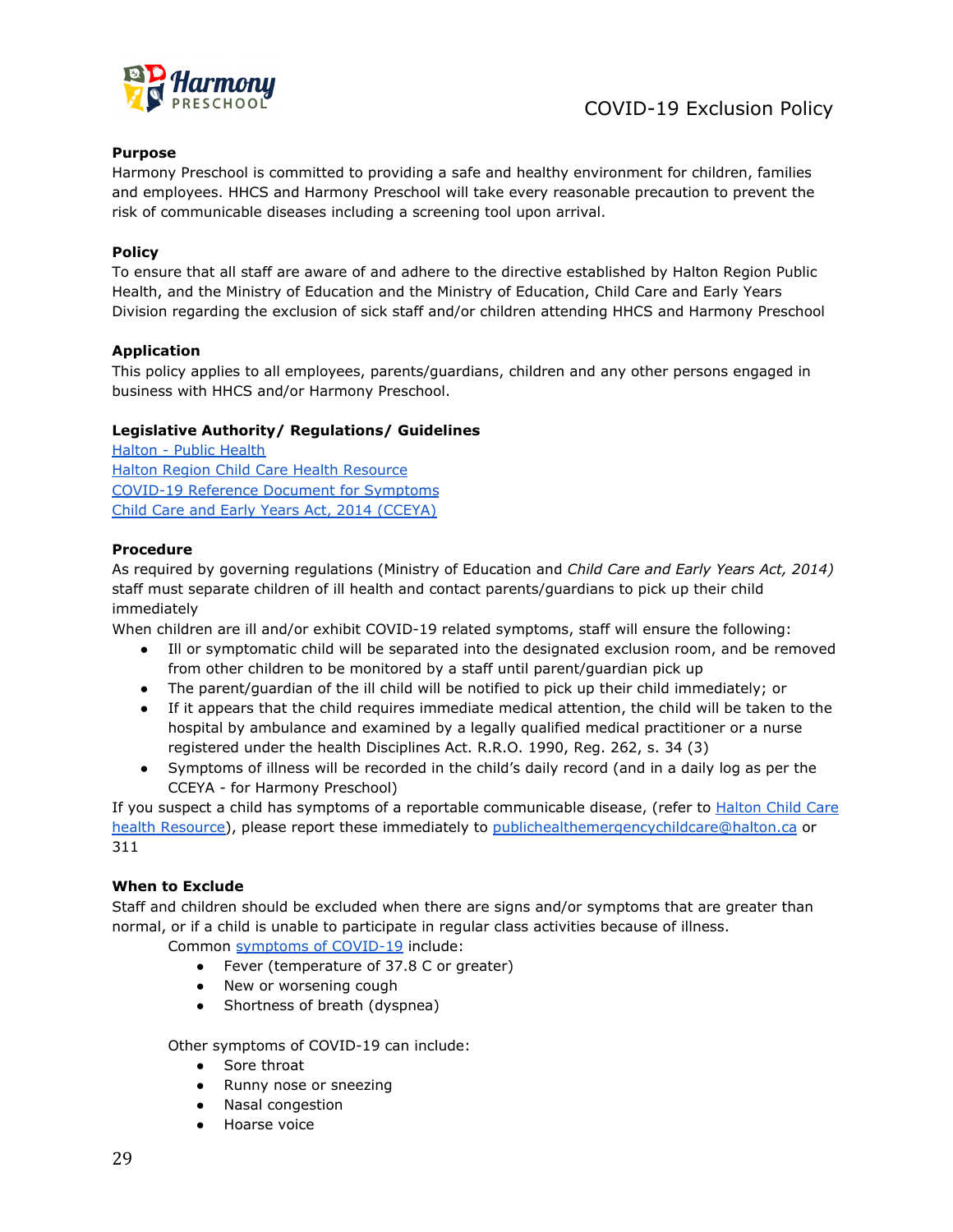# COVID-19 Exclusion Policy

**Purpose**
Harmony Preschool is committed to providing a safe and healthy environment for children, families and employees. HHCS and Harmony Preschool will take every reasonable precaution to prevent the risk of communicable diseases including a screening tool upon arrival.

**Policy**
To ensure that all staff are aware of and adhere to the directive established by Halton Region Public Health, and the Ministry of Education and the Ministry of Education, Child Care and Early Years Division regarding the exclusion of sick staff and/or children attending HHCS and Harmony Preschool

**Application**
This policy applies to all employees, parents/guardians, children and any other persons engaged in business with HHCS and/or Harmony Preschool.

**Legislative Authority/ Regulations/ Guidelines**
Halton - Public Health
Halton Region Child Care Health Resource
COVID-19 Reference Document for Symptoms
Child Care and Early Years Act, 2014 (CCEYA)

**Procedure**
As required by governing regulations (Ministry of Education and *Child Care and Early Years Act, 2014)* staff must separate children of ill health and contact parents/guardians to pick up their child immediately
When children are ill and/or exhibit COVID-19 related symptoms, staff will ensure the following:

- Ill or symptomatic child will be separated into the designated exclusion room, and be removed from other children to be monitored by a staff until parent/guardian pick up
- The parent/guardian of the ill child will be notified to pick up their child immediately; or
- If it appears that the child requires immediate medical attention, the child will be taken to the hospital by ambulance and examined by a legally qualified medical practitioner or a nurse registered under the health Disciplines Act. R.R.O. 1990, Reg. 262, s. 34 (3)
- Symptoms of illness will be recorded in the child's daily record (and in a daily log as per the CCEYA - for Harmony Preschool)

If you suspect a child has symptoms of a reportable communicable disease, (refer to Halton Child Care health Resource), please report these immediately to publichealthemergencychildcare@halton.ca or 311

**When to Exclude**
Staff and children should be excluded when there are signs and/or symptoms that are greater than normal, or if a child is unable to participate in regular class activities because of illness.

Common symptoms of COVID-19 include:

- Fever (temperature of 37.8 C or greater)
- New or worsening cough
- Shortness of breath (dyspnea)

Other symptoms of COVID-19 can include:

- Sore throat
- Runny nose or sneezing
- Nasal congestion
- Hoarse voice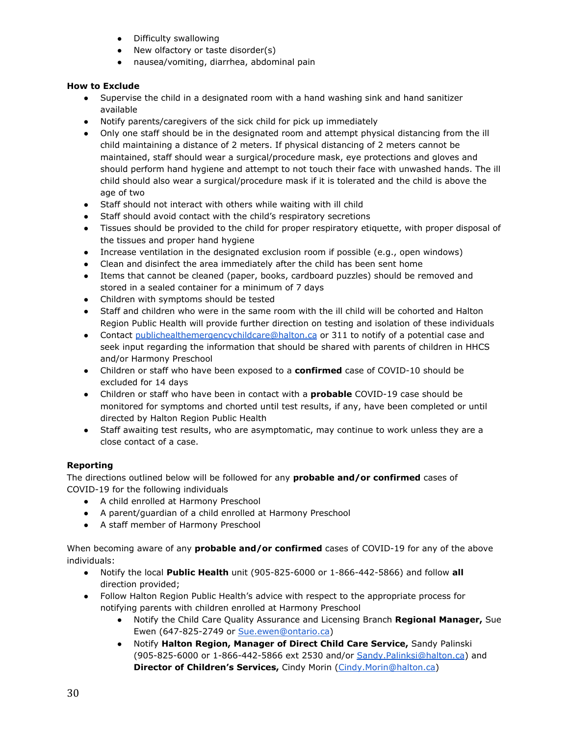- Difficulty swallowing
- New olfactory or taste disorder(s)
- nausea/vomiting, diarrhea, abdominal pain

**How to Exclude**

- Supervise the child in a designated room with a hand washing sink and hand sanitizer available
- Notify parents/caregivers of the sick child for pick up immediately
- Only one staff should be in the designated room and attempt physical distancing from the ill child maintaining a distance of 2 meters. If physical distancing of 2 meters cannot be maintained, staff should wear a surgical/procedure mask, eye protections and gloves and should perform hand hygiene and attempt to not touch their face with unwashed hands. The ill child should also wear a surgical/procedure mask if it is tolerated and the child is above the age of two
- Staff should not interact with others while waiting with ill child
- Staff should avoid contact with the child's respiratory secretions
- Tissues should be provided to the child for proper respiratory etiquette, with proper disposal of the tissues and proper hand hygiene
- Increase ventilation in the designated exclusion room if possible (e.g., open windows)
- Clean and disinfect the area immediately after the child has been sent home
- Items that cannot be cleaned (paper, books, cardboard puzzles) should be removed and stored in a sealed container for a minimum of 7 days
- Children with symptoms should be tested
- Staff and children who were in the same room with the ill child will be cohorted and Halton Region Public Health will provide further direction on testing and isolation of these individuals
- Contact [publichealthemergencychildcare@halton.ca](mailto:publichealthemergencychildcare@halton.ca) or 311 to notify of a potential case and seek input regarding the information that should be shared with parents of children in HHCS and/or Harmony Preschool
- Children or staff who have been exposed to a **confirmed** case of COVID-10 should be excluded for 14 days
- Children or staff who have been in contact with a **probable** COVID-19 case should be monitored for symptoms and chorted until test results, if any, have been completed or until directed by Halton Region Public Health
- Staff awaiting test results, who are asymptomatic, may continue to work unless they are a close contact of a case.

**Reporting**

The directions outlined below will be followed for any **probable and/or confirmed** cases of COVID-19 for the following individuals

- A child enrolled at Harmony Preschool
- A parent/guardian of a child enrolled at Harmony Preschool
- A staff member of Harmony Preschool

When becoming aware of any **probable and/or confirmed** cases of COVID-19 for any of the above individuals:

- Notify the local **Public Health** unit (905-825-6000 or 1-866-442-5866) and follow **all** direction provided;
- Follow Halton Region Public Health's advice with respect to the appropriate process for notifying parents with children enrolled at Harmony Preschool
  - Notify the Child Care Quality Assurance and Licensing Branch **Regional Manager,** Sue Ewen (647-825-2749 or [Sue.ewen@ontario.ca](mailto:Sue.ewen@ontario.ca))
  - Notify **Halton Region, Manager of Direct Child Care Service,** Sandy Palinski (905-825-6000 or 1-866-442-5866 ext 2530 and/or [Sandy.Palinksi@halton.ca](mailto:Sandy.Palinksi@halton.ca)) and **Director of Children's Services,** Cindy Morin ([Cindy.Morin@halton.ca](mailto:Cindy.Morin@halton.ca))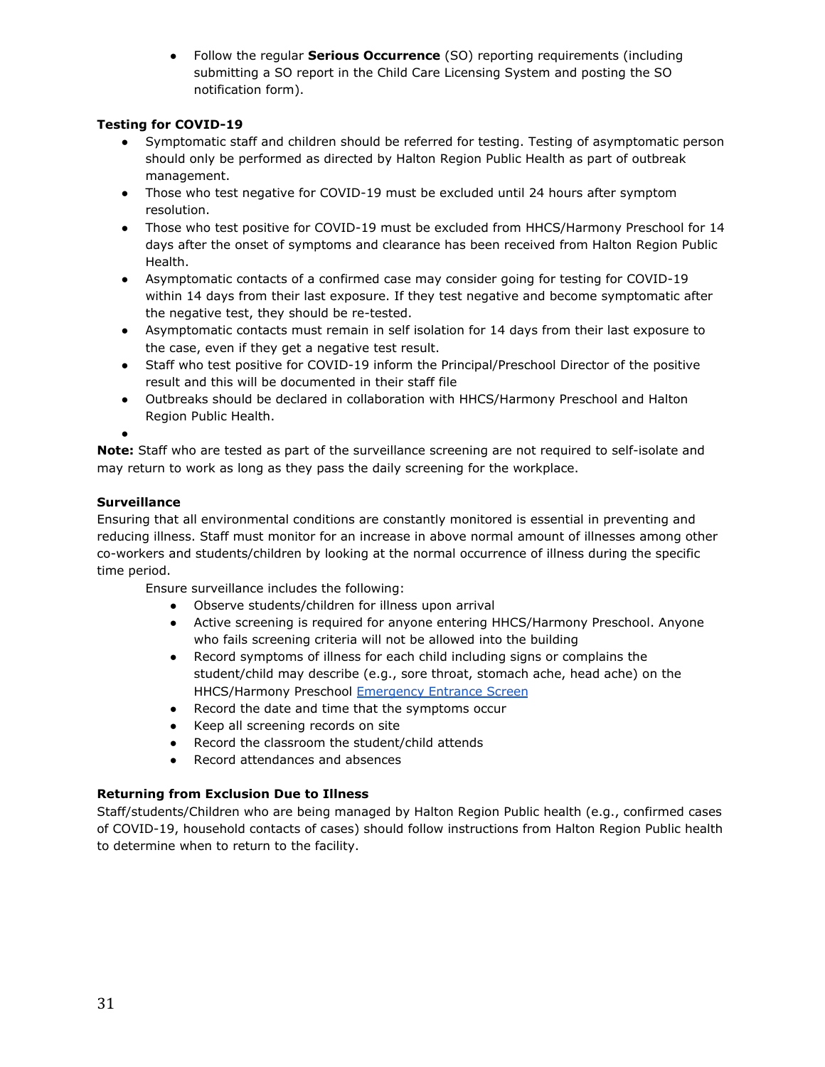- Follow the regular **Serious Occurrence** (SO) reporting requirements (including submitting a SO report in the Child Care Licensing System and posting the SO notification form).

**Testing for COVID-19**

- Symptomatic staff and children should be referred for testing. Testing of asymptomatic person should only be performed as directed by Halton Region Public Health as part of outbreak management.
- Those who test negative for COVID-19 must be excluded until 24 hours after symptom resolution.
- Those who test positive for COVID-19 must be excluded from HHCS/Harmony Preschool for 14 days after the onset of symptoms and clearance has been received from Halton Region Public Health.
- Asymptomatic contacts of a confirmed case may consider going for testing for COVID-19 within 14 days from their last exposure. If they test negative and become symptomatic after the negative test, they should be re-tested.
- Asymptomatic contacts must remain in self isolation for 14 days from their last exposure to the case, even if they get a negative test result.
- Staff who test positive for COVID-19 inform the Principal/Preschool Director of the positive result and this will be documented in their staff file
- Outbreaks should be declared in collaboration with HHCS/Harmony Preschool and Halton Region Public Health.
-

**Note:** Staff who are tested as part of the surveillance screening are not required to self-isolate and may return to work as long as they pass the daily screening for the workplace.

**Surveillance**

Ensuring that all environmental conditions are constantly monitored is essential in preventing and reducing illness. Staff must monitor for an increase in above normal amount of illnesses among other co-workers and students/children by looking at the normal occurrence of illness during the specific time period.

Ensure surveillance includes the following:

- Observe students/children for illness upon arrival
- Active screening is required for anyone entering HHCS/Harmony Preschool. Anyone who fails screening criteria will not be allowed into the building
- Record symptoms of illness for each child including signs or complains the student/child may describe (e.g., sore throat, stomach ache, head ache) on the HHCS/Harmony Preschool [Emergency Entrance Screen]
- Record the date and time that the symptoms occur
- Keep all screening records on site
- Record the classroom the student/child attends
- Record attendances and absences

**Returning from Exclusion Due to Illness**

Staff/students/Children who are being managed by Halton Region Public health (e.g., confirmed cases of COVID-19, household contacts of cases) should follow instructions from Halton Region Public health to determine when to return to the facility.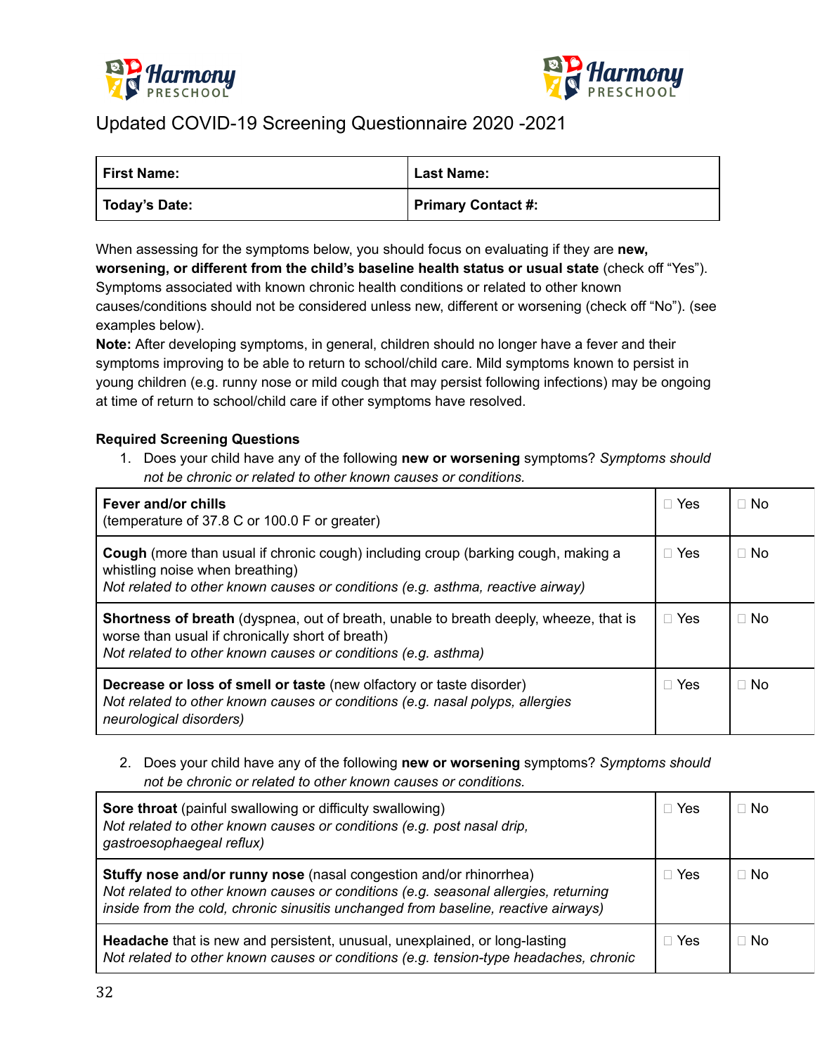Updated COVID-19 Screening Questionnaire 2020 -2021

| **First Name:** | **Last Name:** |
|---|---|
| **Today's Date:** | **Primary Contact #:** |

When assessing for the symptoms below, you should focus on evaluating if they are **new, worsening, or different from the child's baseline health status or usual state** (check off "Yes"). Symptoms associated with known chronic health conditions or related to other known causes/conditions should not be considered unless new, different or worsening (check off "No"). (see examples below).

**Note:** After developing symptoms, in general, children should no longer have a fever and their symptoms improving to be able to return to school/child care. Mild symptoms known to persist in young children (e.g. runny nose or mild cough that may persist following infections) may be ongoing at time of return to school/child care if other symptoms have resolved.

**Required Screening Questions**

1. Does your child have any of the following **new or worsening** symptoms? *Symptoms should not be chronic or related to other known causes or conditions.*

| Symptom | | |
|---|---|---|
| **Fever and/or chills** (temperature of 37.8 C or 100.0 F or greater) | ☐ Yes | ☐ No |
| **Cough** (more than usual if chronic cough) including croup (barking cough, making a whistling noise when breathing) *Not related to other known causes or conditions (e.g. asthma, reactive airway)* | ☐ Yes | ☐ No |
| **Shortness of breath** (dyspnea, out of breath, unable to breath deeply, wheeze, that is worse than usual if chronically short of breath) *Not related to other known causes or conditions (e.g. asthma)* | ☐ Yes | ☐ No |
| **Decrease or loss of smell or taste** (new olfactory or taste disorder) *Not related to other known causes or conditions (e.g. nasal polyps, allergies neurological disorders)* | ☐ Yes | ☐ No |

2. Does your child have any of the following **new or worsening** symptoms? *Symptoms should not be chronic or related to other known causes or conditions.*

| Symptom | | |
|---|---|---|
| **Sore throat** (painful swallowing or difficulty swallowing) *Not related to other known causes or conditions (e.g. post nasal drip, gastroesophaegeal reflux)* | ☐ Yes | ☐ No |
| **Stuffy nose and/or runny nose** (nasal congestion and/or rhinorrhea) *Not related to other known causes or conditions (e.g. seasonal allergies, returning inside from the cold, chronic sinusitis unchanged from baseline, reactive airways)* | ☐ Yes | ☐ No |
| **Headache** that is new and persistent, unusual, unexplained, or long-lasting *Not related to other known causes or conditions (e.g. tension-type headaches, chronic* | ☐ Yes | ☐ No |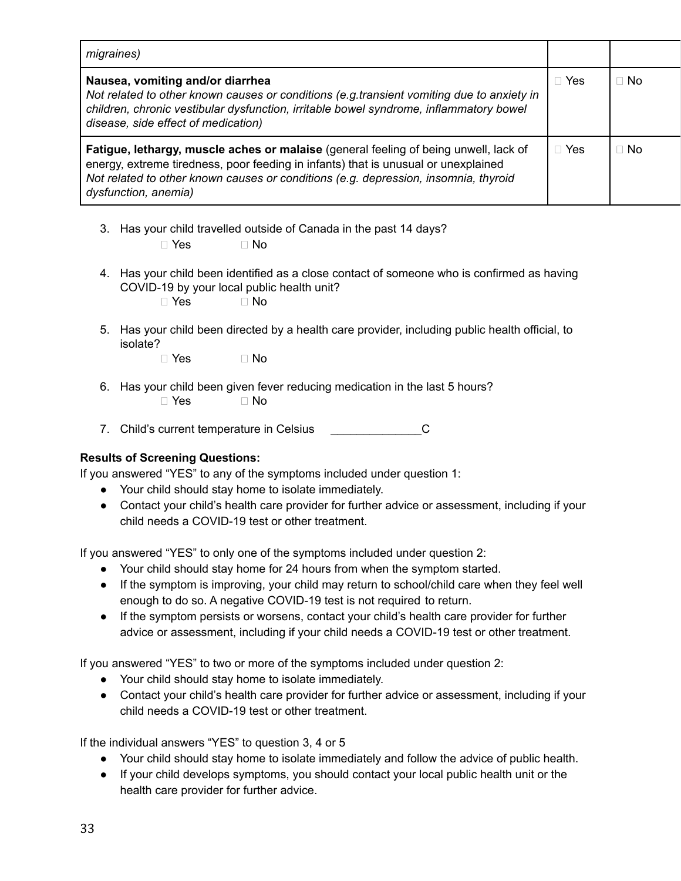| | | |
|---|---|---|
| *migraines)* | | |
| **Nausea, vomiting and/or diarrhea**<br>*Not related to other known causes or conditions (e.g.transient vomiting due to anxiety in children, chronic vestibular dysfunction, irritable bowel syndrome, inflammatory bowel disease, side effect of medication)* | ☐ Yes | ☐ No |
| **Fatigue, lethargy, muscle aches or malaise** (general feeling of being unwell, lack of energy, extreme tiredness, poor feeding in infants) that is unusual or unexplained<br>*Not related to other known causes or conditions (e.g. depression, insomnia, thyroid dysfunction, anemia)* | ☐ Yes | ☐ No |

3. Has your child travelled outside of Canada in the past 14 days?
   ☐ Yes ☐ No
4. Has your child been identified as a close contact of someone who is confirmed as having COVID-19 by your local public health unit?
   ☐ Yes ☐ No
5. Has your child been directed by a health care provider, including public health official, to isolate?
   ☐ Yes ☐ No
6. Has your child been given fever reducing medication in the last 5 hours?
   ☐ Yes ☐ No
7. Child's current temperature in Celsius ______________C

**Results of Screening Questions:**

If you answered "YES" to any of the symptoms included under question 1:

- Your child should stay home to isolate immediately.
- Contact your child's health care provider for further advice or assessment, including if your child needs a COVID-19 test or other treatment.

If you answered "YES" to only one of the symptoms included under question 2:

- Your child should stay home for 24 hours from when the symptom started.
- If the symptom is improving, your child may return to school/child care when they feel well enough to do so. A negative COVID-19 test is not required to return.
- If the symptom persists or worsens, contact your child's health care provider for further advice or assessment, including if your child needs a COVID-19 test or other treatment.

If you answered "YES" to two or more of the symptoms included under question 2:

- Your child should stay home to isolate immediately.
- Contact your child's health care provider for further advice or assessment, including if your child needs a COVID-19 test or other treatment.

If the individual answers "YES" to question 3, 4 or 5

- Your child should stay home to isolate immediately and follow the advice of public health.
- If your child develops symptoms, you should contact your local public health unit or the health care provider for further advice.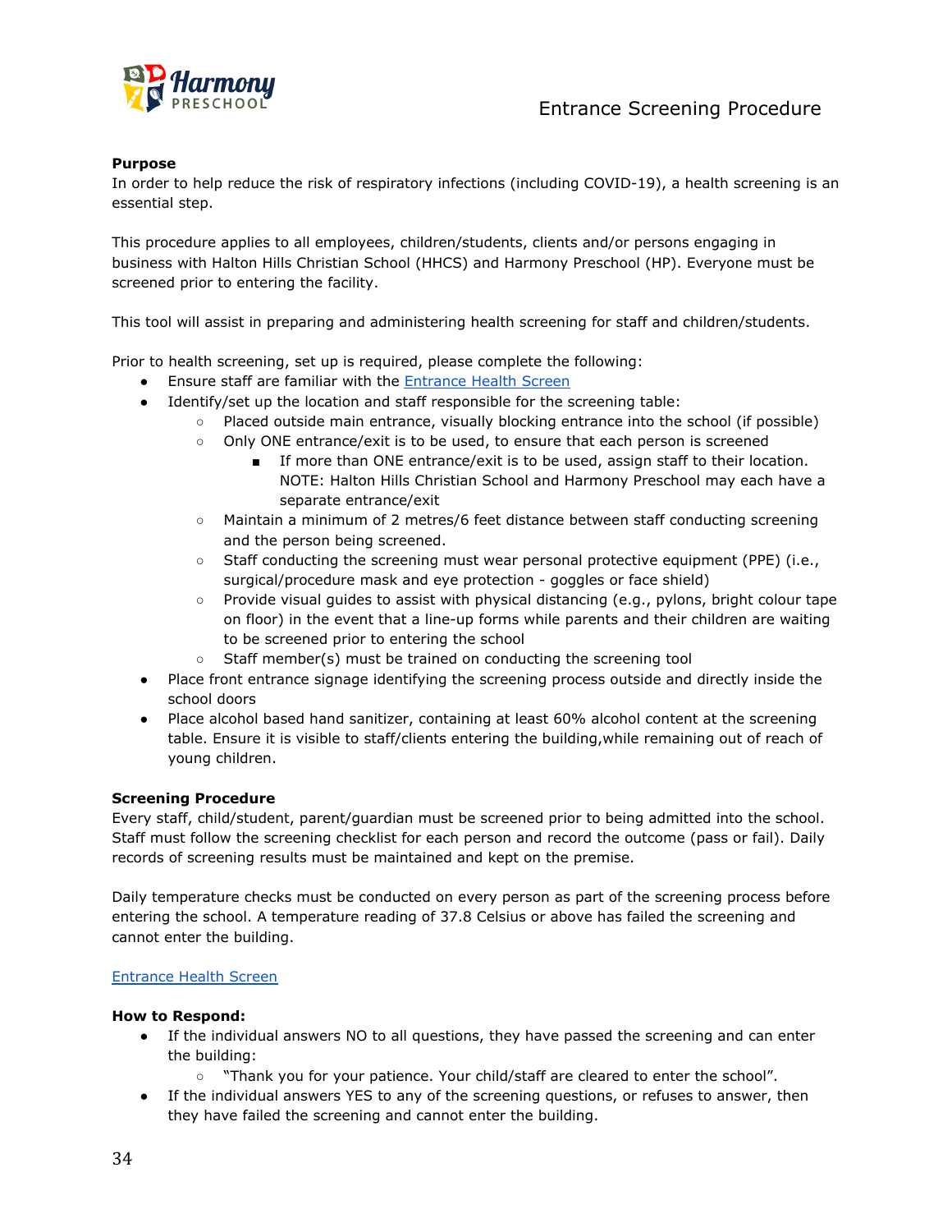# Entrance Screening Procedure

**Purpose**

In order to help reduce the risk of respiratory infections (including COVID-19), a health screening is an essential step.

This procedure applies to all employees, children/students, clients and/or persons engaging in business with Halton Hills Christian School (HHCS) and Harmony Preschool (HP). Everyone must be screened prior to entering the facility.

This tool will assist in preparing and administering health screening for staff and children/students.

Prior to health screening, set up is required, please complete the following:

- Ensure staff are familiar with the Entrance Health Screen
- Identify/set up the location and staff responsible for the screening table:
  - Placed outside main entrance, visually blocking entrance into the school (if possible)
  - Only ONE entrance/exit is to be used, to ensure that each person is screened
    - If more than ONE entrance/exit is to be used, assign staff to their location. NOTE: Halton Hills Christian School and Harmony Preschool may each have a separate entrance/exit
  - Maintain a minimum of 2 metres/6 feet distance between staff conducting screening and the person being screened.
  - Staff conducting the screening must wear personal protective equipment (PPE) (i.e., surgical/procedure mask and eye protection - goggles or face shield)
  - Provide visual guides to assist with physical distancing (e.g., pylons, bright colour tape on floor) in the event that a line-up forms while parents and their children are waiting to be screened prior to entering the school
  - Staff member(s) must be trained on conducting the screening tool
- Place front entrance signage identifying the screening process outside and directly inside the school doors
- Place alcohol based hand sanitizer, containing at least 60% alcohol content at the screening table. Ensure it is visible to staff/clients entering the building,while remaining out of reach of young children.

**Screening Procedure**

Every staff, child/student, parent/guardian must be screened prior to being admitted into the school. Staff must follow the screening checklist for each person and record the outcome (pass or fail). Daily records of screening results must be maintained and kept on the premise.

Daily temperature checks must be conducted on every person as part of the screening process before entering the school. A temperature reading of 37.8 Celsius or above has failed the screening and cannot enter the building.

Entrance Health Screen

**How to Respond:**

- If the individual answers NO to all questions, they have passed the screening and can enter the building:
  - "Thank you for your patience. Your child/staff are cleared to enter the school".
- If the individual answers YES to any of the screening questions, or refuses to answer, then they have failed the screening and cannot enter the building.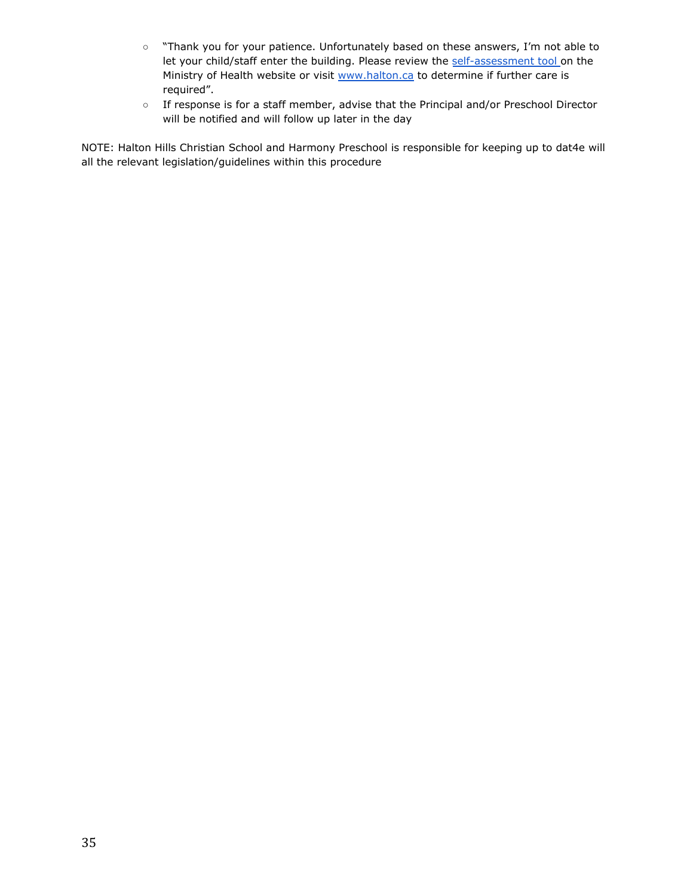- "Thank you for your patience. Unfortunately based on these answers, I'm not able to let your child/staff enter the building. Please review the [self-assessment tool ]on the Ministry of Health website or visit [www.halton.ca] to determine if further care is required".
- If response is for a staff member, advise that the Principal and/or Preschool Director will be notified and will follow up later in the day

NOTE: Halton Hills Christian School and Harmony Preschool is responsible for keeping up to dat4e will all the relevant legislation/guidelines within this procedure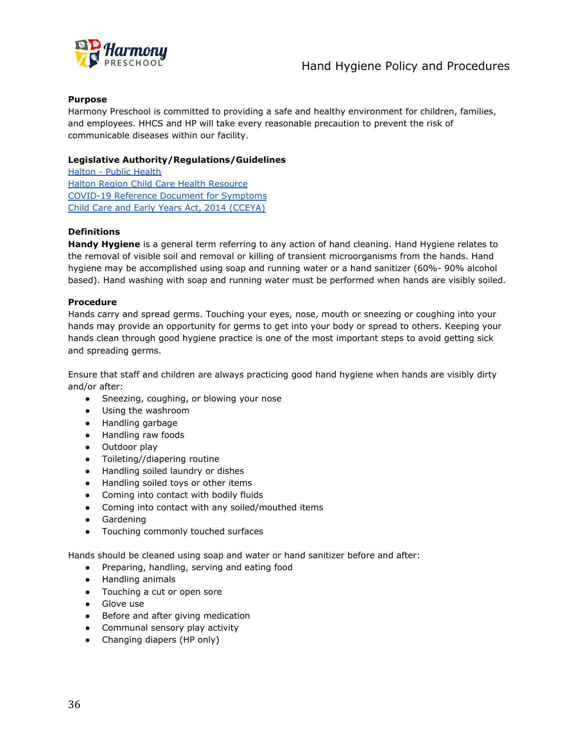# Hand Hygiene Policy and Procedures

**Purpose**

Harmony Preschool is committed to providing a safe and healthy environment for children, families, and employees. HHCS and HP will take every reasonable precaution to prevent the risk of communicable diseases within our facility.

**Legislative Authority/Regulations/Guidelines**

Halton - Public Health
Halton Region Child Care Health Resource
COVID-19 Reference Document for Symptoms
Child Care and Early Years Act, 2014 (CCEYA)

**Definitions**

**Handy Hygiene** is a general term referring to any action of hand cleaning. Hand Hygiene relates to the removal of visible soil and removal or killing of transient microorganisms from the hands. Hand hygiene may be accomplished using soap and running water or a hand sanitizer (60%- 90% alcohol based). Hand washing with soap and running water must be performed when hands are visibly soiled.

**Procedure**

Hands carry and spread germs. Touching your eyes, nose, mouth or sneezing or coughing into your hands may provide an opportunity for germs to get into your body or spread to others. Keeping your hands clean through good hygiene practice is one of the most important steps to avoid getting sick and spreading germs.

Ensure that staff and children are always practicing good hand hygiene when hands are visibly dirty and/or after:

- Sneezing, coughing, or blowing your nose
- Using the washroom
- Handling garbage
- Handling raw foods
- Outdoor play
- Toileting//diapering routine
- Handling soiled laundry or dishes
- Handling soiled toys or other items
- Coming into contact with bodily fluids
- Coming into contact with any soiled/mouthed items
- Gardening
- Touching commonly touched surfaces

Hands should be cleaned using soap and water or hand sanitizer before and after:

- Preparing, handling, serving and eating food
- Handling animals
- Touching a cut or open sore
- Glove use
- Before and after giving medication
- Communal sensory play activity
- Changing diapers (HP only)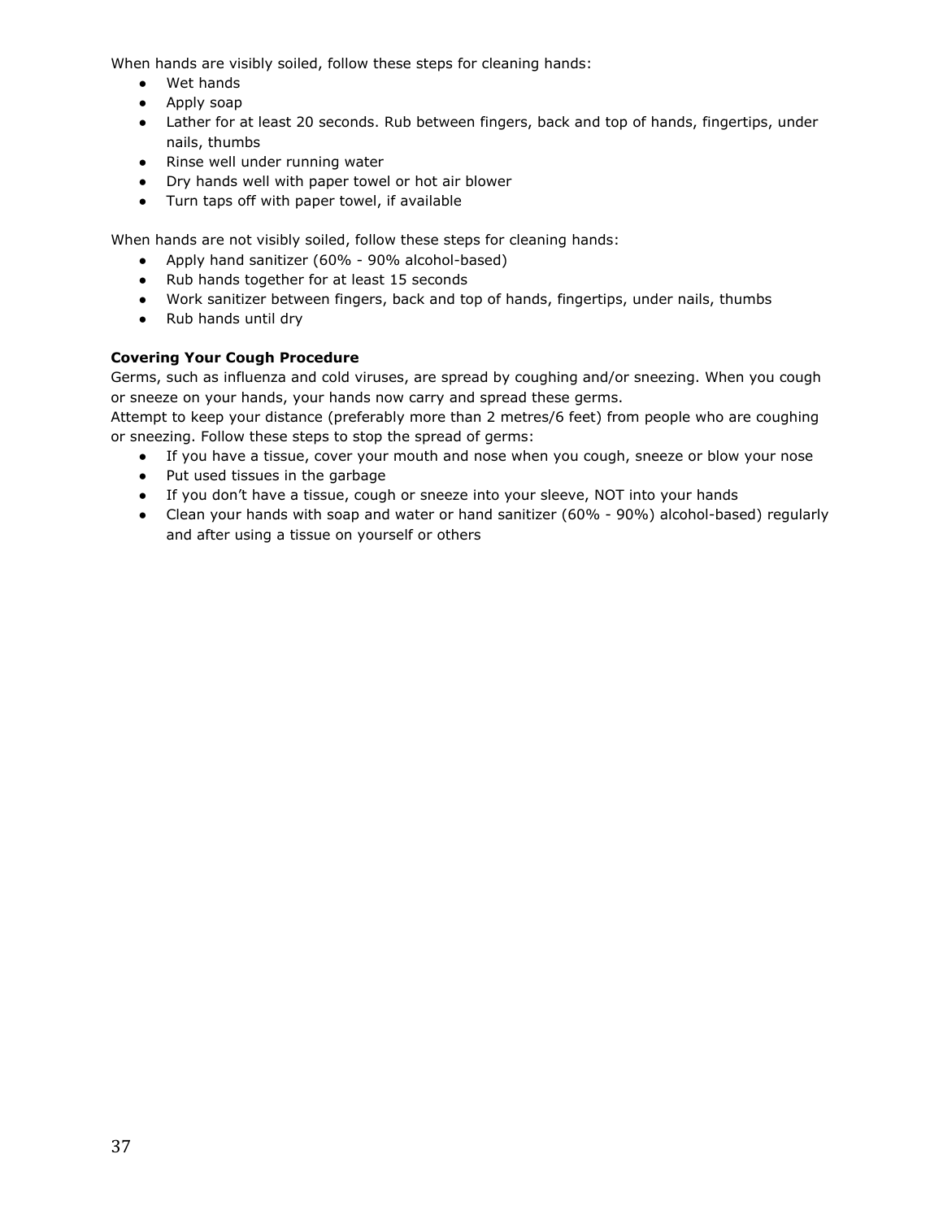When hands are visibly soiled, follow these steps for cleaning hands:

- Wet hands
- Apply soap
- Lather for at least 20 seconds. Rub between fingers, back and top of hands, fingertips, under nails, thumbs
- Rinse well under running water
- Dry hands well with paper towel or hot air blower
- Turn taps off with paper towel, if available

When hands are not visibly soiled, follow these steps for cleaning hands:

- Apply hand sanitizer (60% - 90% alcohol-based)
- Rub hands together for at least 15 seconds
- Work sanitizer between fingers, back and top of hands, fingertips, under nails, thumbs
- Rub hands until dry

**Covering Your Cough Procedure**

Germs, such as influenza and cold viruses, are spread by coughing and/or sneezing. When you cough or sneeze on your hands, your hands now carry and spread these germs.

Attempt to keep your distance (preferably more than 2 metres/6 feet) from people who are coughing or sneezing. Follow these steps to stop the spread of germs:

- If you have a tissue, cover your mouth and nose when you cough, sneeze or blow your nose
- Put used tissues in the garbage
- If you don't have a tissue, cough or sneeze into your sleeve, NOT into your hands
- Clean your hands with soap and water or hand sanitizer (60% - 90%) alcohol-based) regularly and after using a tissue on yourself or others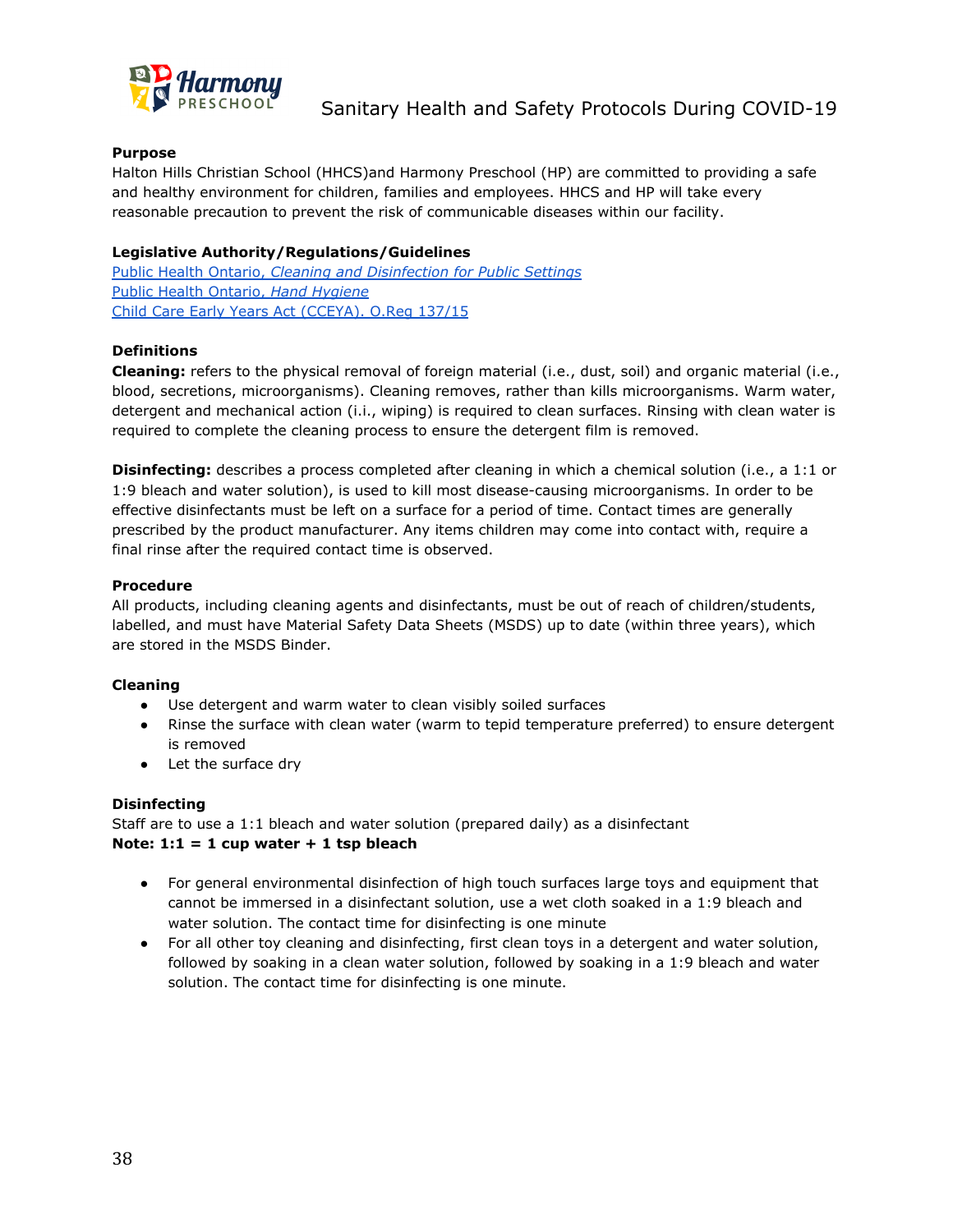Sanitary Health and Safety Protocols During COVID-19

**Purpose**
Halton Hills Christian School (HHCS)and Harmony Preschool (HP) are committed to providing a safe and healthy environment for children, families and employees. HHCS and HP will take every reasonable precaution to prevent the risk of communicable diseases within our facility.

**Legislative Authority/Regulations/Guidelines**
Public Health Ontario, *Cleaning and Disinfection for Public Settings*
Public Health Ontario, *Hand Hygiene*
Child Care Early Years Act (CCEYA). O.Reg 137/15

**Definitions**
**Cleaning:** refers to the physical removal of foreign material (i.e., dust, soil) and organic material (i.e., blood, secretions, microorganisms). Cleaning removes, rather than kills microorganisms. Warm water, detergent and mechanical action (i.i., wiping) is required to clean surfaces. Rinsing with clean water is required to complete the cleaning process to ensure the detergent film is removed.

**Disinfecting:** describes a process completed after cleaning in which a chemical solution (i.e., a 1:1 or 1:9 bleach and water solution), is used to kill most disease-causing microorganisms. In order to be effective disinfectants must be left on a surface for a period of time. Contact times are generally prescribed by the product manufacturer. Any items children may come into contact with, require a final rinse after the required contact time is observed.

**Procedure**
All products, including cleaning agents and disinfectants, must be out of reach of children/students, labelled, and must have Material Safety Data Sheets (MSDS) up to date (within three years), which are stored in the MSDS Binder.

**Cleaning**

- Use detergent and warm water to clean visibly soiled surfaces
- Rinse the surface with clean water (warm to tepid temperature preferred) to ensure detergent is removed
- Let the surface dry

**Disinfecting**
Staff are to use a 1:1 bleach and water solution (prepared daily) as a disinfectant
**Note: 1:1 = 1 cup water + 1 tsp bleach**

- For general environmental disinfection of high touch surfaces large toys and equipment that cannot be immersed in a disinfectant solution, use a wet cloth soaked in a 1:9 bleach and water solution. The contact time for disinfecting is one minute
- For all other toy cleaning and disinfecting, first clean toys in a detergent and water solution, followed by soaking in a clean water solution, followed by soaking in a 1:9 bleach and water solution. The contact time for disinfecting is one minute.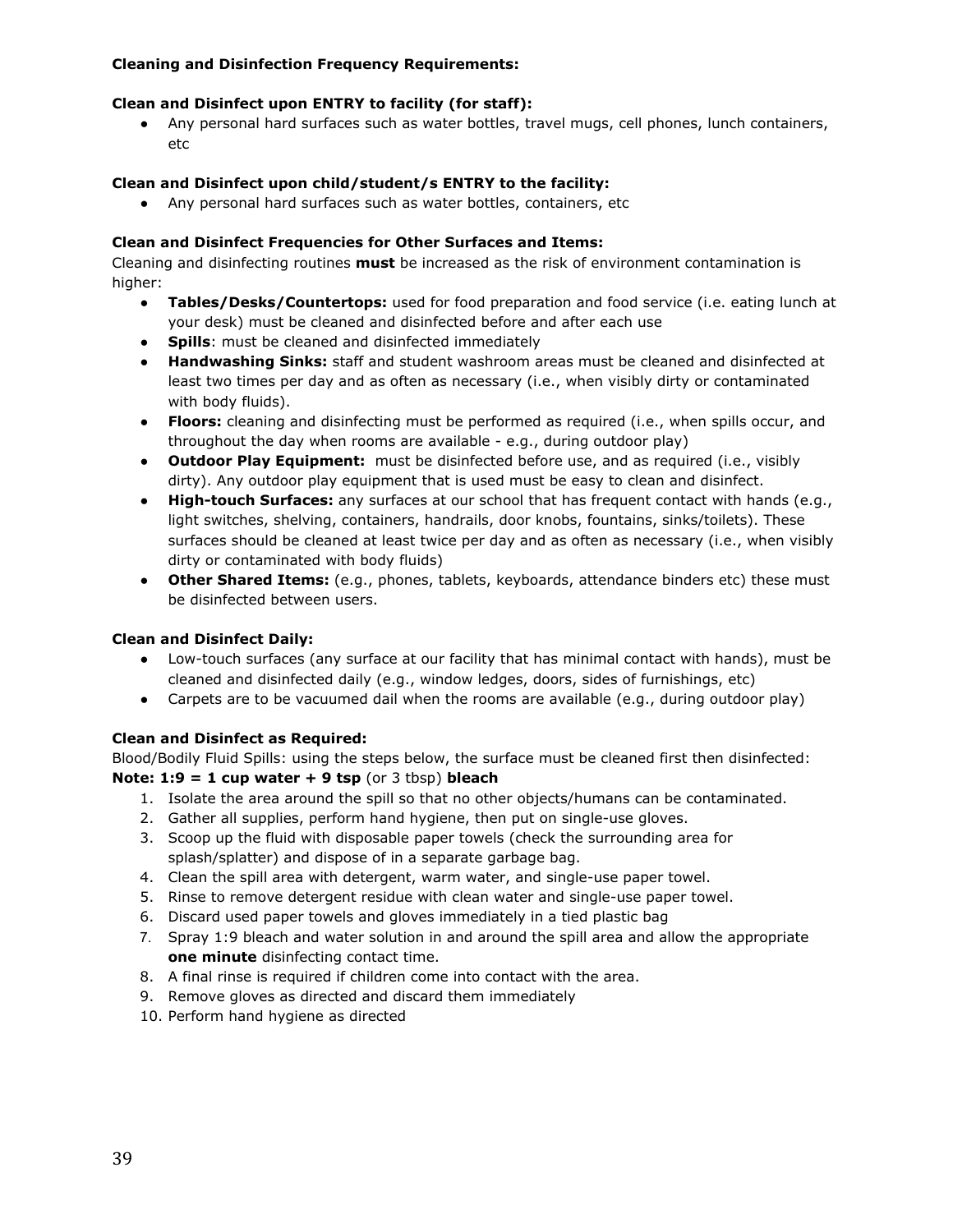**Cleaning and Disinfection Frequency Requirements:**

**Clean and Disinfect upon ENTRY to facility (for staff):**

- Any personal hard surfaces such as water bottles, travel mugs, cell phones, lunch containers, etc

**Clean and Disinfect upon child/student/s ENTRY to the facility:**

- Any personal hard surfaces such as water bottles, containers, etc

**Clean and Disinfect Frequencies for Other Surfaces and Items:**

Cleaning and disinfecting routines **must** be increased as the risk of environment contamination is higher:

- **Tables/Desks/Countertops:** used for food preparation and food service (i.e. eating lunch at your desk) must be cleaned and disinfected before and after each use
- **Spills**: must be cleaned and disinfected immediately
- **Handwashing Sinks:** staff and student washroom areas must be cleaned and disinfected at least two times per day and as often as necessary (i.e., when visibly dirty or contaminated with body fluids).
- **Floors:** cleaning and disinfecting must be performed as required (i.e., when spills occur, and throughout the day when rooms are available - e.g., during outdoor play)
- **Outdoor Play Equipment:** must be disinfected before use, and as required (i.e., visibly dirty). Any outdoor play equipment that is used must be easy to clean and disinfect.
- **High-touch Surfaces:** any surfaces at our school that has frequent contact with hands (e.g., light switches, shelving, containers, handrails, door knobs, fountains, sinks/toilets). These surfaces should be cleaned at least twice per day and as often as necessary (i.e., when visibly dirty or contaminated with body fluids)
- **Other Shared Items:** (e.g., phones, tablets, keyboards, attendance binders etc) these must be disinfected between users.

**Clean and Disinfect Daily:**

- Low-touch surfaces (any surface at our facility that has minimal contact with hands), must be cleaned and disinfected daily (e.g., window ledges, doors, sides of furnishings, etc)
- Carpets are to be vacuumed dail when the rooms are available (e.g., during outdoor play)

**Clean and Disinfect as Required:**

Blood/Bodily Fluid Spills: using the steps below, the surface must be cleaned first then disinfected:
**Note: 1:9 = 1 cup water + 9 tsp** (or 3 tbsp) **bleach**

1. Isolate the area around the spill so that no other objects/humans can be contaminated.
2. Gather all supplies, perform hand hygiene, then put on single-use gloves.
3. Scoop up the fluid with disposable paper towels (check the surrounding area for splash/splatter) and dispose of in a separate garbage bag.
4. Clean the spill area with detergent, warm water, and single-use paper towel.
5. Rinse to remove detergent residue with clean water and single-use paper towel.
6. Discard used paper towels and gloves immediately in a tied plastic bag
7. Spray 1:9 bleach and water solution in and around the spill area and allow the appropriate **one minute** disinfecting contact time.
8. A final rinse is required if children come into contact with the area.
9. Remove gloves as directed and discard them immediately
10. Perform hand hygiene as directed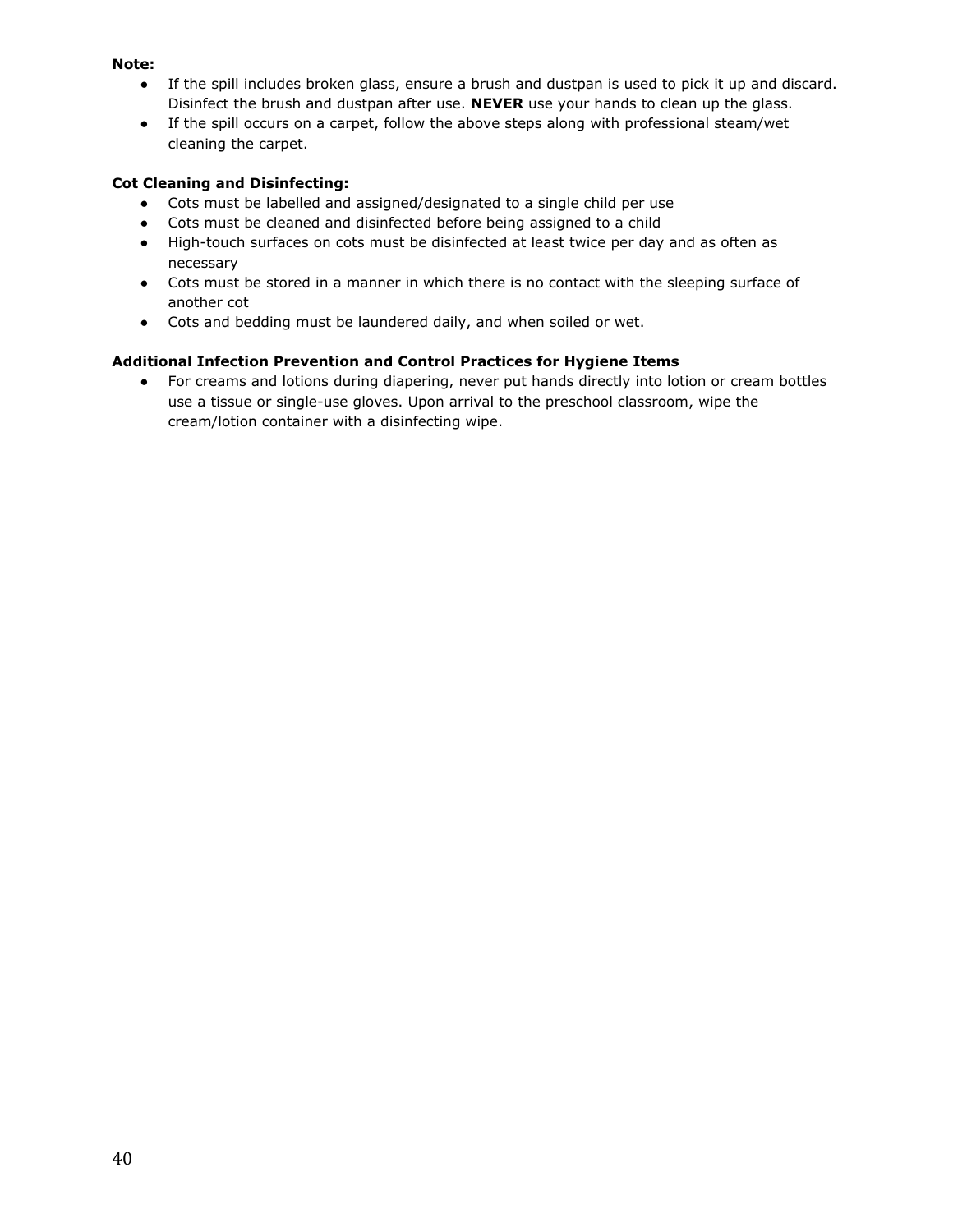**Note:**

- If the spill includes broken glass, ensure a brush and dustpan is used to pick it up and discard. Disinfect the brush and dustpan after use. **NEVER** use your hands to clean up the glass.
- If the spill occurs on a carpet, follow the above steps along with professional steam/wet cleaning the carpet.

**Cot Cleaning and Disinfecting:**

- Cots must be labelled and assigned/designated to a single child per use
- Cots must be cleaned and disinfected before being assigned to a child
- High-touch surfaces on cots must be disinfected at least twice per day and as often as necessary
- Cots must be stored in a manner in which there is no contact with the sleeping surface of another cot
- Cots and bedding must be laundered daily, and when soiled or wet.

**Additional Infection Prevention and Control Practices for Hygiene Items**

- For creams and lotions during diapering, never put hands directly into lotion or cream bottles use a tissue or single-use gloves. Upon arrival to the preschool classroom, wipe the cream/lotion container with a disinfecting wipe.